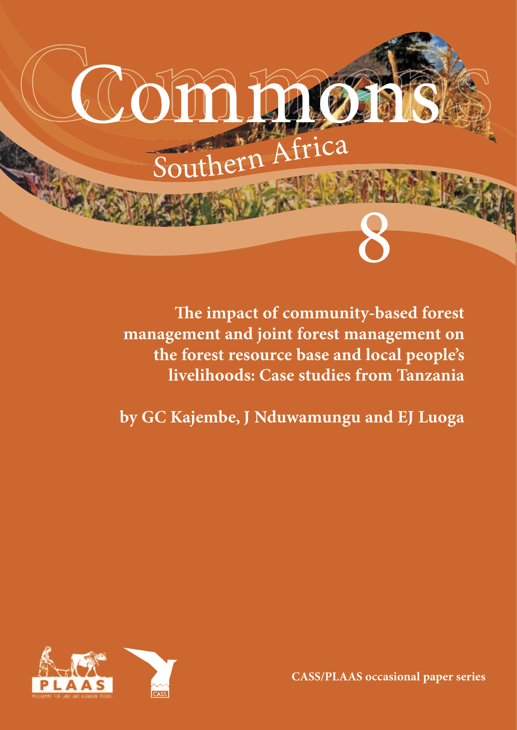# Commons

Southern Africa

8

**The impact of community-based forest management and joint forest management on the forest resource base and local people's livelihoods: Case studies from Tanzania**

**by GC Kajembe, J Nduwamungu and EJ Luoga**

PLAAS

PROGRAMME FOR LAND AND AGRARIAN STUDIES

CASS

**CASS/PLAAS occasional paper series**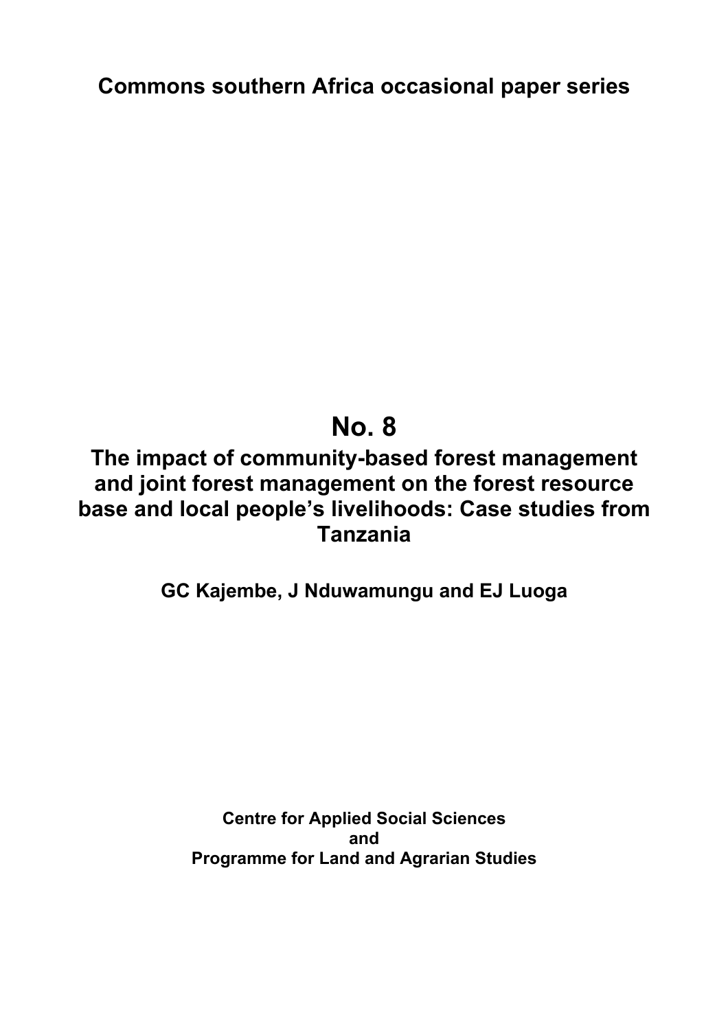**Commons southern Africa occasional paper series**

# No. 8

## The impact of community-based forest management and joint forest management on the forest resource base and local people's livelihoods: Case studies from Tanzania

**GC Kajembe, J Nduwamungu and EJ Luoga**

**Centre for Applied Social Sciences**
**and**
**Programme for Land and Agrarian Studies**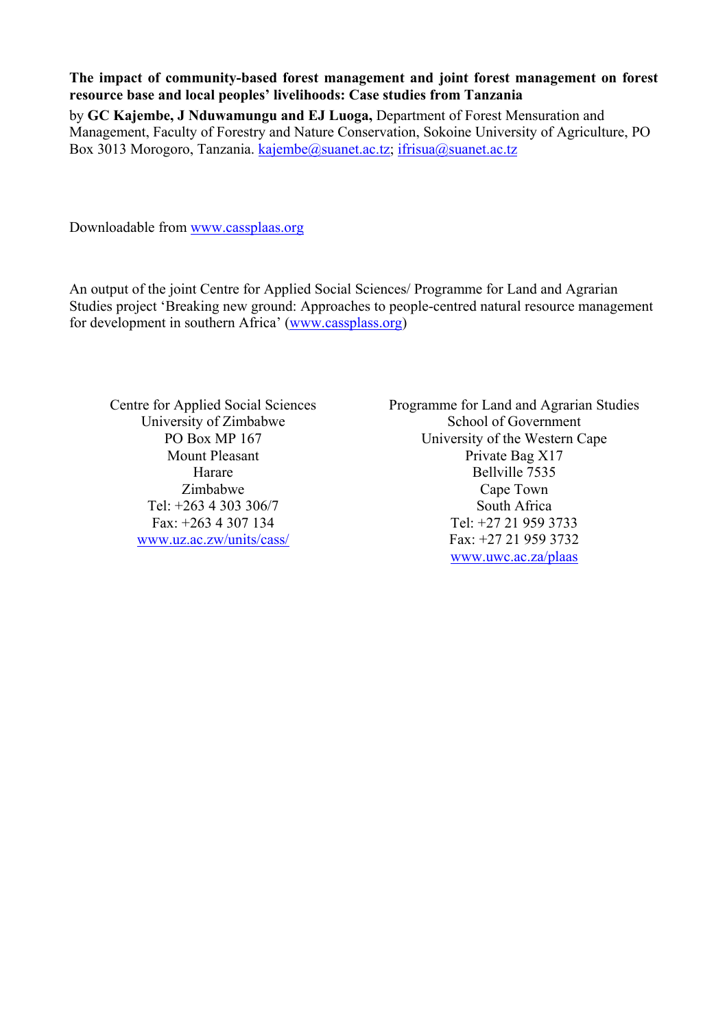**The impact of community-based forest management and joint forest management on forest resource base and local peoples' livelihoods: Case studies from Tanzania**

by **GC Kajembe, J Nduwamungu and EJ Luoga,** Department of Forest Mensuration and Management, Faculty of Forestry and Nature Conservation, Sokoine University of Agriculture, PO Box 3013 Morogoro, Tanzania. kajembe@suanet.ac.tz; ifrisua@suanet.ac.tz

Downloadable from www.cassplaas.org

An output of the joint Centre for Applied Social Sciences/ Programme for Land and Agrarian Studies project 'Breaking new ground: Approaches to people-centred natural resource management for development in southern Africa' (www.cassplass.org)

Centre for Applied Social Sciences
University of Zimbabwe
PO Box MP 167
Mount Pleasant
Harare
Zimbabwe
Tel: +263 4 303 306/7
Fax: +263 4 307 134
www.uz.ac.zw/units/cass/

Programme for Land and Agrarian Studies
School of Government
University of the Western Cape
Private Bag X17
Bellville 7535
Cape Town
South Africa
Tel: +27 21 959 3733
Fax: +27 21 959 3732
www.uwc.ac.za/plaas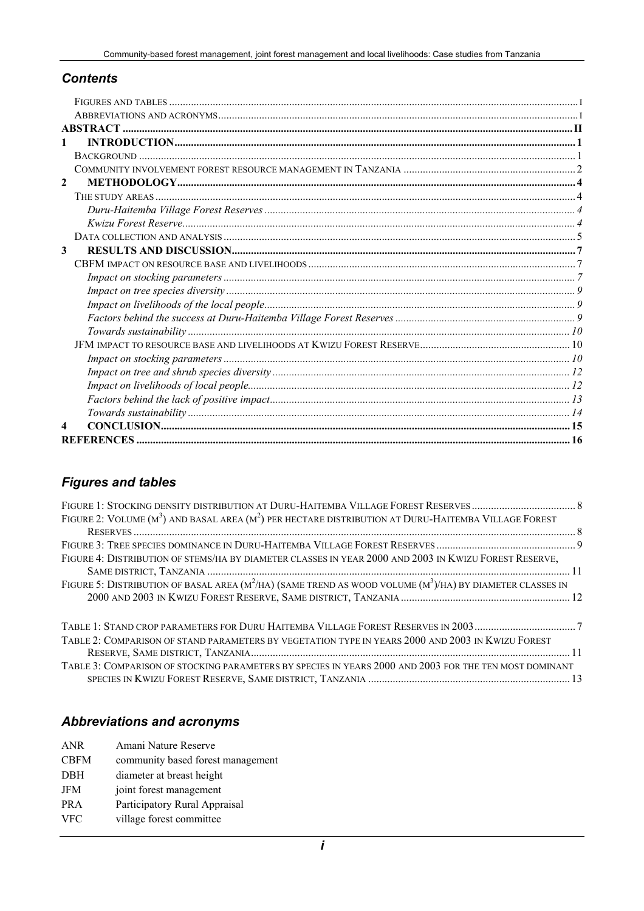## *Contents*

FIGURES AND TABLES .......... I
ABBREVIATIONS AND ACRONYMS .......... I
**ABSTRACT .......... II**
**1 INTRODUCTION .......... 1**
BACKGROUND .......... 1
COMMUNITY INVOLVEMENT FOREST RESOURCE MANAGEMENT IN TANZANIA .......... 2
**2 METHODOLOGY .......... 4**
THE STUDY AREAS .......... 4
*Duru-Haitemba Village Forest Reserves .......... 4*
*Kwizu Forest Reserve .......... 4*
DATA COLLECTION AND ANALYSIS .......... 5
**3 RESULTS AND DISCUSSION .......... 7**
CBFM IMPACT ON RESOURCE BASE AND LIVELIHOODS .......... 7
*Impact on stocking parameters .......... 7*
*Impact on tree species diversity .......... 9*
*Impact on livelihoods of the local people .......... 9*
*Factors behind the success at Duru-Haitemba Village Forest Reserves .......... 9*
*Towards sustainability .......... 10*
JFM IMPACT TO RESOURCE BASE AND LIVELIHOODS AT KWIZU FOREST RESERVE .......... 10
*Impact on stocking parameters .......... 10*
*Impact on tree and shrub species diversity .......... 12*
*Impact on livelihoods of local people .......... 12*
*Factors behind the lack of positive impact .......... 13*
*Towards sustainability .......... 14*
**4 CONCLUSION .......... 15**
**REFERENCES .......... 16**

## *Figures and tables*

FIGURE 1: STOCKING DENSITY DISTRIBUTION AT DURU-HAITEMBA VILLAGE FOREST RESERVES .......... 8
FIGURE 2: VOLUME ($M^3$) AND BASAL AREA ($M^2$) PER HECTARE DISTRIBUTION AT DURU-HAITEMBA VILLAGE FOREST RESERVES .......... 8
FIGURE 3: TREE SPECIES DOMINANCE IN DURU-HAITEMBA VILLAGE FOREST RESERVES .......... 9
FIGURE 4: DISTRIBUTION OF STEMS/HA BY DIAMETER CLASSES IN YEAR 2000 AND 2003 IN KWIZU FOREST RESERVE, SAME DISTRICT, TANZANIA .......... 11
FIGURE 5: DISTRIBUTION OF BASAL AREA ($M^2$/HA) (SAME TREND AS WOOD VOLUME ($M^3$)/HA) BY DIAMETER CLASSES IN 2000 AND 2003 IN KWIZU FOREST RESERVE, SAME DISTRICT, TANZANIA .......... 12

TABLE 1: STAND CROP PARAMETERS FOR DURU HAITEMBA VILLAGE FOREST RESERVES IN 2003 .......... 7
TABLE 2: COMPARISON OF STAND PARAMETERS BY VEGETATION TYPE IN YEARS 2000 AND 2003 IN KWIZU FOREST RESERVE, SAME DISTRICT, TANZANIA .......... 11
TABLE 3: COMPARISON OF STOCKING PARAMETERS BY SPECIES IN YEARS 2000 AND 2003 FOR THE TEN MOST DOMINANT SPECIES IN KWIZU FOREST RESERVE, SAME DISTRICT, TANZANIA .......... 13

## *Abbreviations and acronyms*

| | |
|---|---|
| ANR | Amani Nature Reserve |
| CBFM | community based forest management |
| DBH | diameter at breast height |
| JFM | joint forest management |
| PRA | Participatory Rural Appraisal |
| VFC | village forest committee |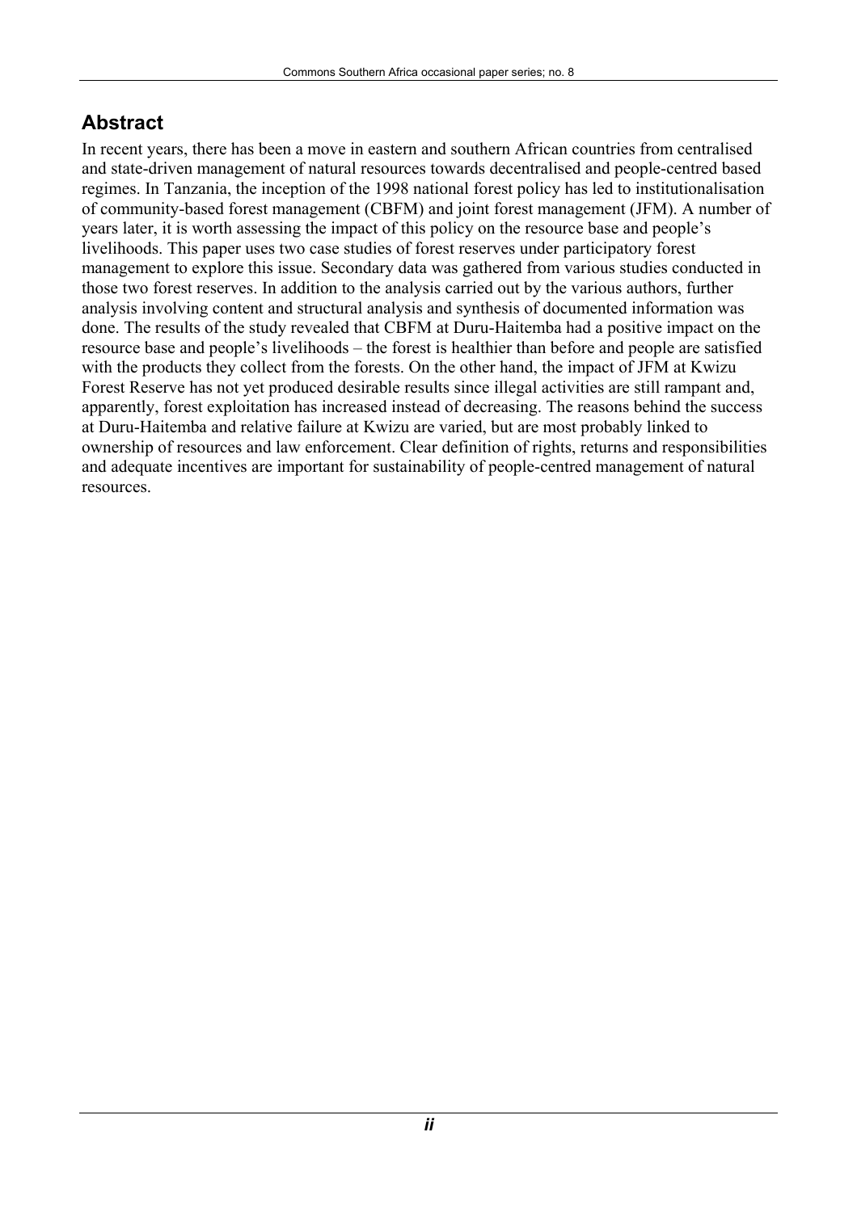## Abstract

In recent years, there has been a move in eastern and southern African countries from centralised and state-driven management of natural resources towards decentralised and people-centred based regimes. In Tanzania, the inception of the 1998 national forest policy has led to institutionalisation of community-based forest management (CBFM) and joint forest management (JFM). A number of years later, it is worth assessing the impact of this policy on the resource base and people's livelihoods. This paper uses two case studies of forest reserves under participatory forest management to explore this issue. Secondary data was gathered from various studies conducted in those two forest reserves. In addition to the analysis carried out by the various authors, further analysis involving content and structural analysis and synthesis of documented information was done. The results of the study revealed that CBFM at Duru-Haitemba had a positive impact on the resource base and people's livelihoods – the forest is healthier than before and people are satisfied with the products they collect from the forests. On the other hand, the impact of JFM at Kwizu Forest Reserve has not yet produced desirable results since illegal activities are still rampant and, apparently, forest exploitation has increased instead of decreasing. The reasons behind the success at Duru-Haitemba and relative failure at Kwizu are varied, but are most probably linked to ownership of resources and law enforcement. Clear definition of rights, returns and responsibilities and adequate incentives are important for sustainability of people-centred management of natural resources.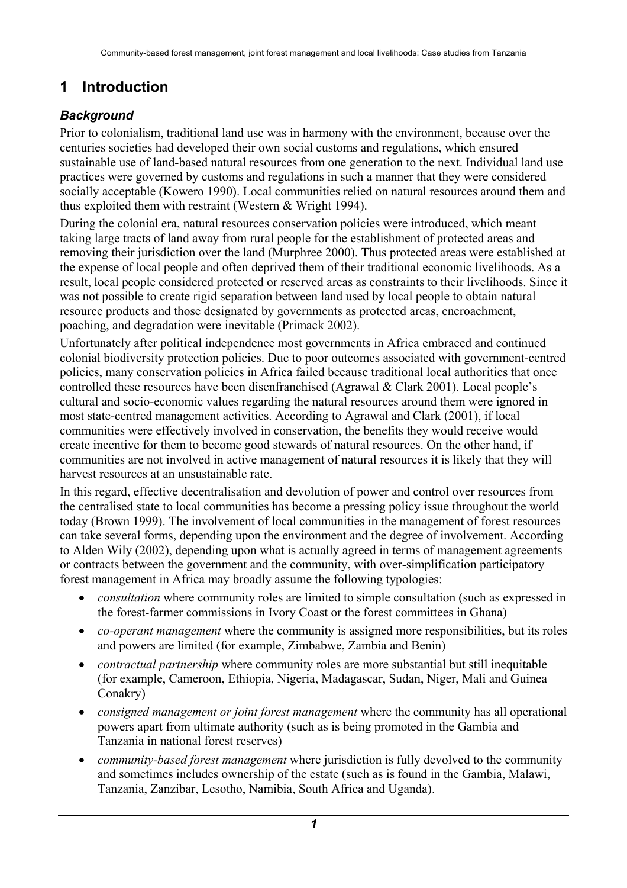# 1 Introduction

### *Background*

Prior to colonialism, traditional land use was in harmony with the environment, because over the centuries societies had developed their own social customs and regulations, which ensured sustainable use of land-based natural resources from one generation to the next. Individual land use practices were governed by customs and regulations in such a manner that they were considered socially acceptable (Kowero 1990). Local communities relied on natural resources around them and thus exploited them with restraint (Western & Wright 1994).

During the colonial era, natural resources conservation policies were introduced, which meant taking large tracts of land away from rural people for the establishment of protected areas and removing their jurisdiction over the land (Murphree 2000). Thus protected areas were established at the expense of local people and often deprived them of their traditional economic livelihoods. As a result, local people considered protected or reserved areas as constraints to their livelihoods. Since it was not possible to create rigid separation between land used by local people to obtain natural resource products and those designated by governments as protected areas, encroachment, poaching, and degradation were inevitable (Primack 2002).

Unfortunately after political independence most governments in Africa embraced and continued colonial biodiversity protection policies. Due to poor outcomes associated with government-centred policies, many conservation policies in Africa failed because traditional local authorities that once controlled these resources have been disenfranchised (Agrawal & Clark 2001). Local people's cultural and socio-economic values regarding the natural resources around them were ignored in most state-centred management activities. According to Agrawal and Clark (2001), if local communities were effectively involved in conservation, the benefits they would receive would create incentive for them to become good stewards of natural resources. On the other hand, if communities are not involved in active management of natural resources it is likely that they will harvest resources at an unsustainable rate.

In this regard, effective decentralisation and devolution of power and control over resources from the centralised state to local communities has become a pressing policy issue throughout the world today (Brown 1999). The involvement of local communities in the management of forest resources can take several forms, depending upon the environment and the degree of involvement. According to Alden Wily (2002), depending upon what is actually agreed in terms of management agreements or contracts between the government and the community, with over-simplification participatory forest management in Africa may broadly assume the following typologies:

- *consultation* where community roles are limited to simple consultation (such as expressed in the forest-farmer commissions in Ivory Coast or the forest committees in Ghana)
- *co-operant management* where the community is assigned more responsibilities, but its roles and powers are limited (for example, Zimbabwe, Zambia and Benin)
- *contractual partnership* where community roles are more substantial but still inequitable (for example, Cameroon, Ethiopia, Nigeria, Madagascar, Sudan, Niger, Mali and Guinea Conakry)
- *consigned management or joint forest management* where the community has all operational powers apart from ultimate authority (such as is being promoted in the Gambia and Tanzania in national forest reserves)
- *community-based forest management* where jurisdiction is fully devolved to the community and sometimes includes ownership of the estate (such as is found in the Gambia, Malawi, Tanzania, Zanzibar, Lesotho, Namibia, South Africa and Uganda).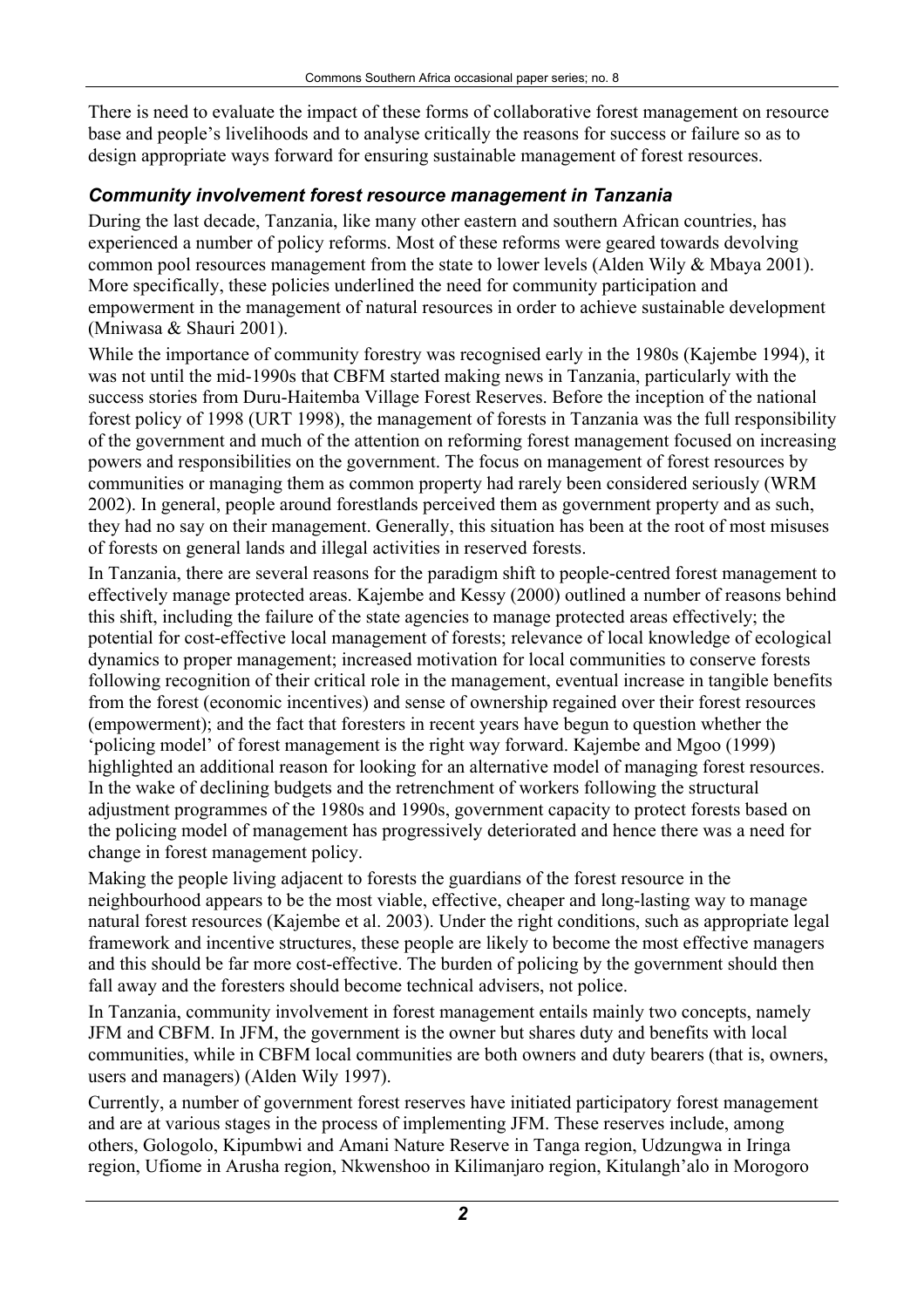There is need to evaluate the impact of these forms of collaborative forest management on resource base and people's livelihoods and to analyse critically the reasons for success or failure so as to design appropriate ways forward for ensuring sustainable management of forest resources.

### *Community involvement forest resource management in Tanzania*

During the last decade, Tanzania, like many other eastern and southern African countries, has experienced a number of policy reforms. Most of these reforms were geared towards devolving common pool resources management from the state to lower levels (Alden Wily & Mbaya 2001). More specifically, these policies underlined the need for community participation and empowerment in the management of natural resources in order to achieve sustainable development (Mniwasa & Shauri 2001).

While the importance of community forestry was recognised early in the 1980s (Kajembe 1994), it was not until the mid-1990s that CBFM started making news in Tanzania, particularly with the success stories from Duru-Haitemba Village Forest Reserves. Before the inception of the national forest policy of 1998 (URT 1998), the management of forests in Tanzania was the full responsibility of the government and much of the attention on reforming forest management focused on increasing powers and responsibilities on the government. The focus on management of forest resources by communities or managing them as common property had rarely been considered seriously (WRM 2002). In general, people around forestlands perceived them as government property and as such, they had no say on their management. Generally, this situation has been at the root of most misuses of forests on general lands and illegal activities in reserved forests.

In Tanzania, there are several reasons for the paradigm shift to people-centred forest management to effectively manage protected areas. Kajembe and Kessy (2000) outlined a number of reasons behind this shift, including the failure of the state agencies to manage protected areas effectively; the potential for cost-effective local management of forests; relevance of local knowledge of ecological dynamics to proper management; increased motivation for local communities to conserve forests following recognition of their critical role in the management, eventual increase in tangible benefits from the forest (economic incentives) and sense of ownership regained over their forest resources (empowerment); and the fact that foresters in recent years have begun to question whether the 'policing model' of forest management is the right way forward. Kajembe and Mgoo (1999) highlighted an additional reason for looking for an alternative model of managing forest resources. In the wake of declining budgets and the retrenchment of workers following the structural adjustment programmes of the 1980s and 1990s, government capacity to protect forests based on the policing model of management has progressively deteriorated and hence there was a need for change in forest management policy.

Making the people living adjacent to forests the guardians of the forest resource in the neighbourhood appears to be the most viable, effective, cheaper and long-lasting way to manage natural forest resources (Kajembe et al. 2003). Under the right conditions, such as appropriate legal framework and incentive structures, these people are likely to become the most effective managers and this should be far more cost-effective. The burden of policing by the government should then fall away and the foresters should become technical advisers, not police.

In Tanzania, community involvement in forest management entails mainly two concepts, namely JFM and CBFM. In JFM, the government is the owner but shares duty and benefits with local communities, while in CBFM local communities are both owners and duty bearers (that is, owners, users and managers) (Alden Wily 1997).

Currently, a number of government forest reserves have initiated participatory forest management and are at various stages in the process of implementing JFM. These reserves include, among others, Gologolo, Kipumbwi and Amani Nature Reserve in Tanga region, Udzungwa in Iringa region, Ufiome in Arusha region, Nkwenshoo in Kilimanjaro region, Kitulangh'alo in Morogoro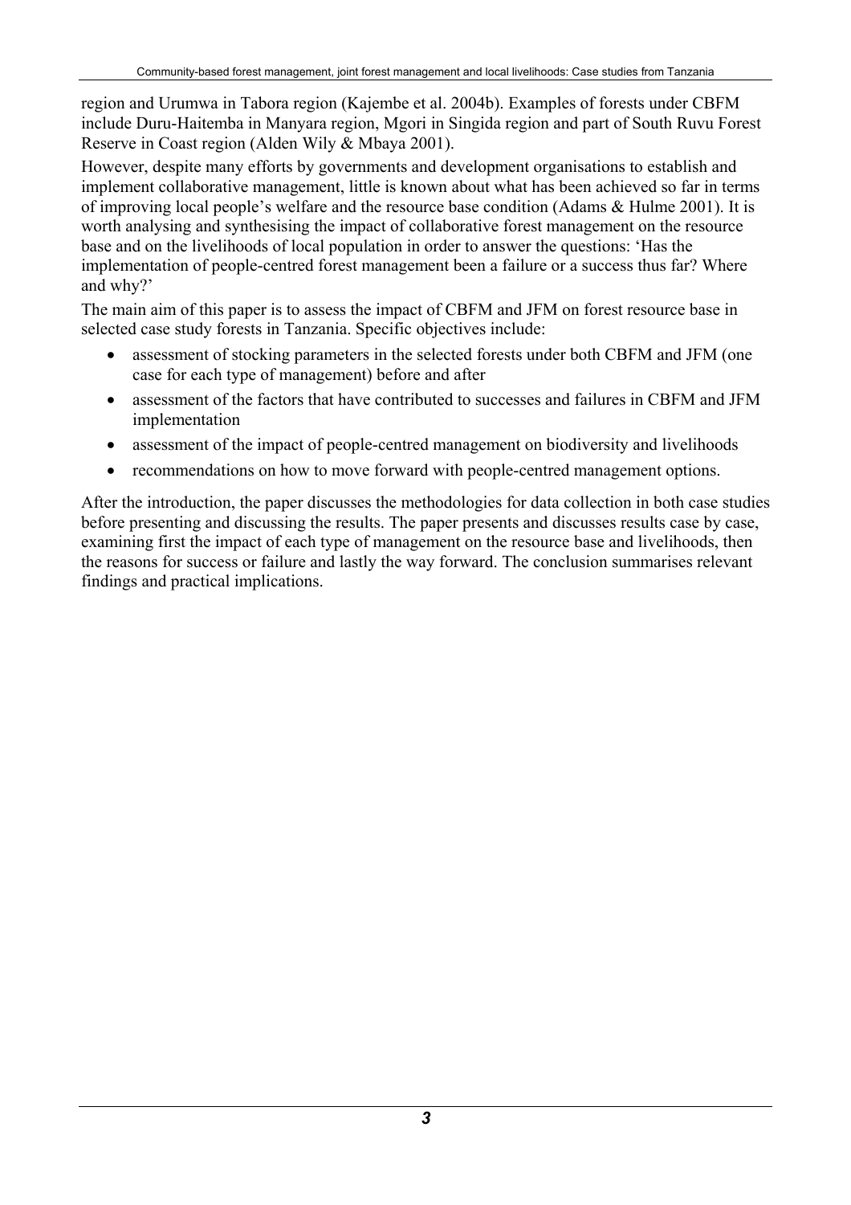region and Urumwa in Tabora region (Kajembe et al. 2004b). Examples of forests under CBFM include Duru-Haitemba in Manyara region, Mgori in Singida region and part of South Ruvu Forest Reserve in Coast region (Alden Wily & Mbaya 2001).

However, despite many efforts by governments and development organisations to establish and implement collaborative management, little is known about what has been achieved so far in terms of improving local people's welfare and the resource base condition (Adams & Hulme 2001). It is worth analysing and synthesising the impact of collaborative forest management on the resource base and on the livelihoods of local population in order to answer the questions: 'Has the implementation of people-centred forest management been a failure or a success thus far? Where and why?'

The main aim of this paper is to assess the impact of CBFM and JFM on forest resource base in selected case study forests in Tanzania. Specific objectives include:

- assessment of stocking parameters in the selected forests under both CBFM and JFM (one case for each type of management) before and after
- assessment of the factors that have contributed to successes and failures in CBFM and JFM implementation
- assessment of the impact of people-centred management on biodiversity and livelihoods
- recommendations on how to move forward with people-centred management options.

After the introduction, the paper discusses the methodologies for data collection in both case studies before presenting and discussing the results. The paper presents and discusses results case by case, examining first the impact of each type of management on the resource base and livelihoods, then the reasons for success or failure and lastly the way forward. The conclusion summarises relevant findings and practical implications.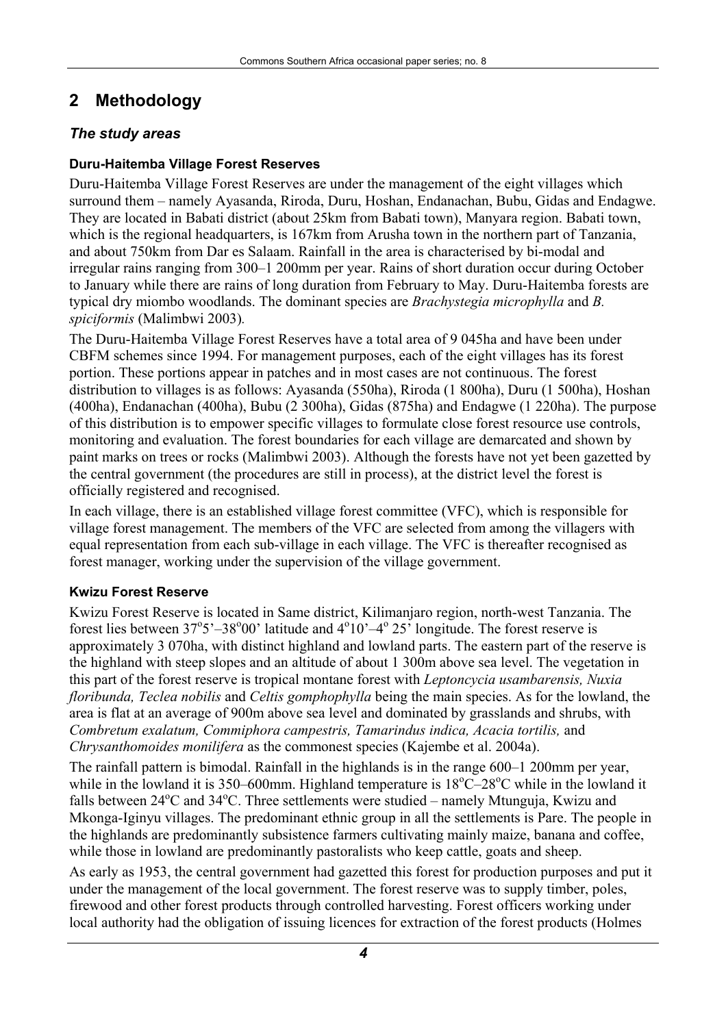## 2 Methodology

### *The study areas*

#### Duru-Haitemba Village Forest Reserves

Duru-Haitemba Village Forest Reserves are under the management of the eight villages which surround them – namely Ayasanda, Riroda, Duru, Hoshan, Endanachan, Bubu, Gidas and Endagwe. They are located in Babati district (about 25km from Babati town), Manyara region. Babati town, which is the regional headquarters, is 167km from Arusha town in the northern part of Tanzania, and about 750km from Dar es Salaam. Rainfall in the area is characterised by bi-modal and irregular rains ranging from 300–1 200mm per year. Rains of short duration occur during October to January while there are rains of long duration from February to May. Duru-Haitemba forests are typical dry miombo woodlands. The dominant species are *Brachystegia microphylla* and *B. spiciformis* (Malimbwi 2003).

The Duru-Haitemba Village Forest Reserves have a total area of 9 045ha and have been under CBFM schemes since 1994. For management purposes, each of the eight villages has its forest portion. These portions appear in patches and in most cases are not continuous. The forest distribution to villages is as follows: Ayasanda (550ha), Riroda (1 800ha), Duru (1 500ha), Hoshan (400ha), Endanachan (400ha), Bubu (2 300ha), Gidas (875ha) and Endagwe (1 220ha). The purpose of this distribution is to empower specific villages to formulate close forest resource use controls, monitoring and evaluation. The forest boundaries for each village are demarcated and shown by paint marks on trees or rocks (Malimbwi 2003). Although the forests have not yet been gazetted by the central government (the procedures are still in process), at the district level the forest is officially registered and recognised.

In each village, there is an established village forest committee (VFC), which is responsible for village forest management. The members of the VFC are selected from among the villagers with equal representation from each sub-village in each village. The VFC is thereafter recognised as forest manager, working under the supervision of the village government.

#### Kwizu Forest Reserve

Kwizu Forest Reserve is located in Same district, Kilimanjaro region, north-west Tanzania. The forest lies between 37°5'–38°00' latitude and 4°10'–4° 25' longitude. The forest reserve is approximately 3 070ha, with distinct highland and lowland parts. The eastern part of the reserve is the highland with steep slopes and an altitude of about 1 300m above sea level. The vegetation in this part of the forest reserve is tropical montane forest with *Leptoncycia usambarensis, Nuxia floribunda, Teclea nobilis* and *Celtis gomphophylla* being the main species. As for the lowland, the area is flat at an average of 900m above sea level and dominated by grasslands and shrubs, with *Combretum exalatum, Commiphora campestris, Tamarindus indica, Acacia tortilis,* and *Chrysanthomoides monilifera* as the commonest species (Kajembe et al. 2004a).

The rainfall pattern is bimodal. Rainfall in the highlands is in the range 600–1 200mm per year, while in the lowland it is 350–600mm. Highland temperature is 18°C–28°C while in the lowland it falls between 24°C and 34°C. Three settlements were studied – namely Mtunguja, Kwizu and Mkonga-Iginyu villages. The predominant ethnic group in all the settlements is Pare. The people in the highlands are predominantly subsistence farmers cultivating mainly maize, banana and coffee, while those in lowland are predominantly pastoralists who keep cattle, goats and sheep.

As early as 1953, the central government had gazetted this forest for production purposes and put it under the management of the local government. The forest reserve was to supply timber, poles, firewood and other forest products through controlled harvesting. Forest officers working under local authority had the obligation of issuing licences for extraction of the forest products (Holmes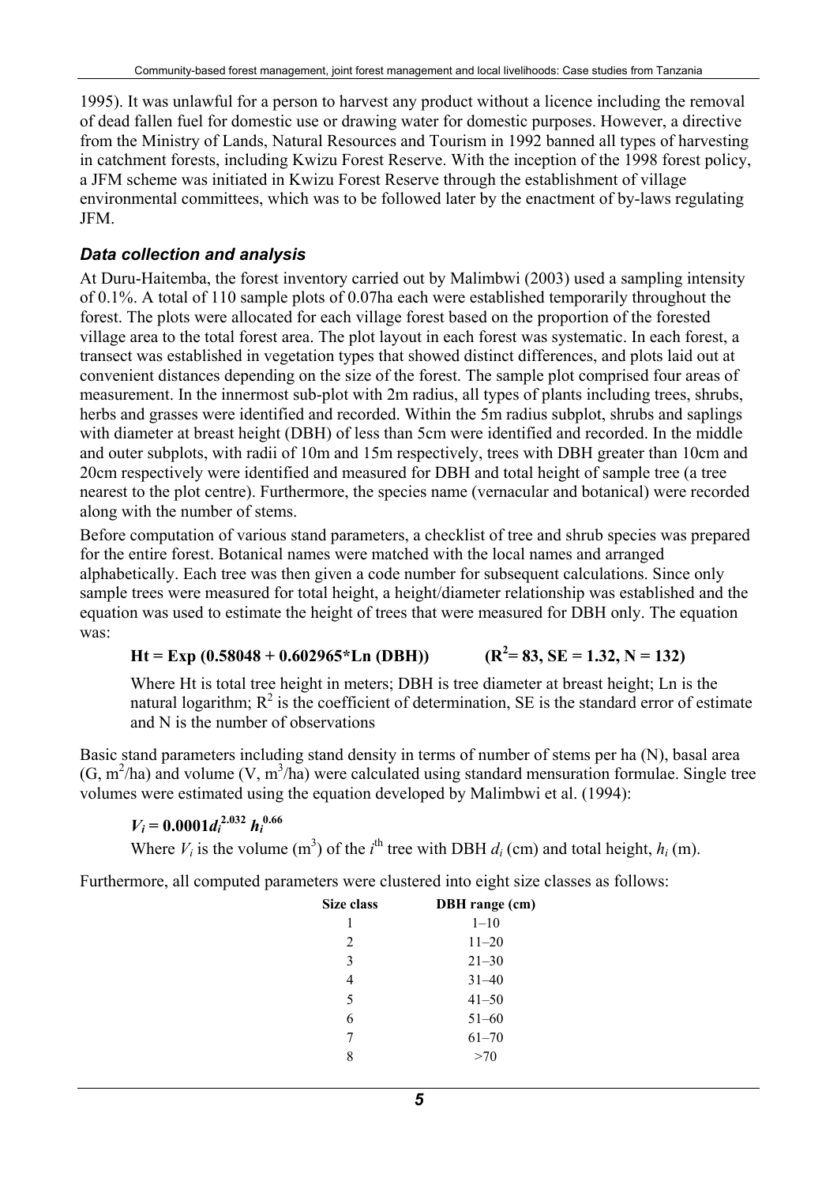1995). It was unlawful for a person to harvest any product without a licence including the removal of dead fallen fuel for domestic use or drawing water for domestic purposes. However, a directive from the Ministry of Lands, Natural Resources and Tourism in 1992 banned all types of harvesting in catchment forests, including Kwizu Forest Reserve. With the inception of the 1998 forest policy, a JFM scheme was initiated in Kwizu Forest Reserve through the establishment of village environmental committees, which was to be followed later by the enactment of by-laws regulating JFM.

### *Data collection and analysis*

At Duru-Haitemba, the forest inventory carried out by Malimbwi (2003) used a sampling intensity of 0.1%. A total of 110 sample plots of 0.07ha each were established temporarily throughout the forest. The plots were allocated for each village forest based on the proportion of the forested village area to the total forest area. The plot layout in each forest was systematic. In each forest, a transect was established in vegetation types that showed distinct differences, and plots laid out at convenient distances depending on the size of the forest. The sample plot comprised four areas of measurement. In the innermost sub-plot with 2m radius, all types of plants including trees, shrubs, herbs and grasses were identified and recorded. Within the 5m radius subplot, shrubs and saplings with diameter at breast height (DBH) of less than 5cm were identified and recorded. In the middle and outer subplots, with radii of 10m and 15m respectively, trees with DBH greater than 10cm and 20cm respectively were identified and measured for DBH and total height of sample tree (a tree nearest to the plot centre). Furthermore, the species name (vernacular and botanical) were recorded along with the number of stems.

Before computation of various stand parameters, a checklist of tree and shrub species was prepared for the entire forest. Botanical names were matched with the local names and arranged alphabetically. Each tree was then given a code number for subsequent calculations. Since only sample trees were measured for total height, a height/diameter relationship was established and the equation was used to estimate the height of trees that were measured for DBH only. The equation was:

$$\mathbf{Ht = Exp\,(0.58048 + 0.602965 * Ln\,(DBH))} \qquad \mathbf{(R^2 = 83,\ SE = 1.32,\ N = 132)}$$

Where Ht is total tree height in meters; DBH is tree diameter at breast height; Ln is the natural logarithm; $R^2$ is the coefficient of determination, SE is the standard error of estimate and N is the number of observations

Basic stand parameters including stand density in terms of number of stems per ha (N), basal area (G, $m^2$/ha) and volume (V, $m^3$/ha) were calculated using standard mensuration formulae. Single tree volumes were estimated using the equation developed by Malimbwi et al. (1994):

$$V_i = 0.0001 d_i^{2.032}\, h_i^{0.66}$$

Where $V_i$ is the volume ($m^3$) of the $i^{th}$ tree with DBH $d_i$ (cm) and total height, $h_i$ (m).

Furthermore, all computed parameters were clustered into eight size classes as follows:

| Size class | DBH range (cm) |
|---|---|
| 1 | 1–10 |
| 2 | 11–20 |
| 3 | 21–30 |
| 4 | 31–40 |
| 5 | 41–50 |
| 6 | 51–60 |
| 7 | 61–70 |
| 8 | >70 |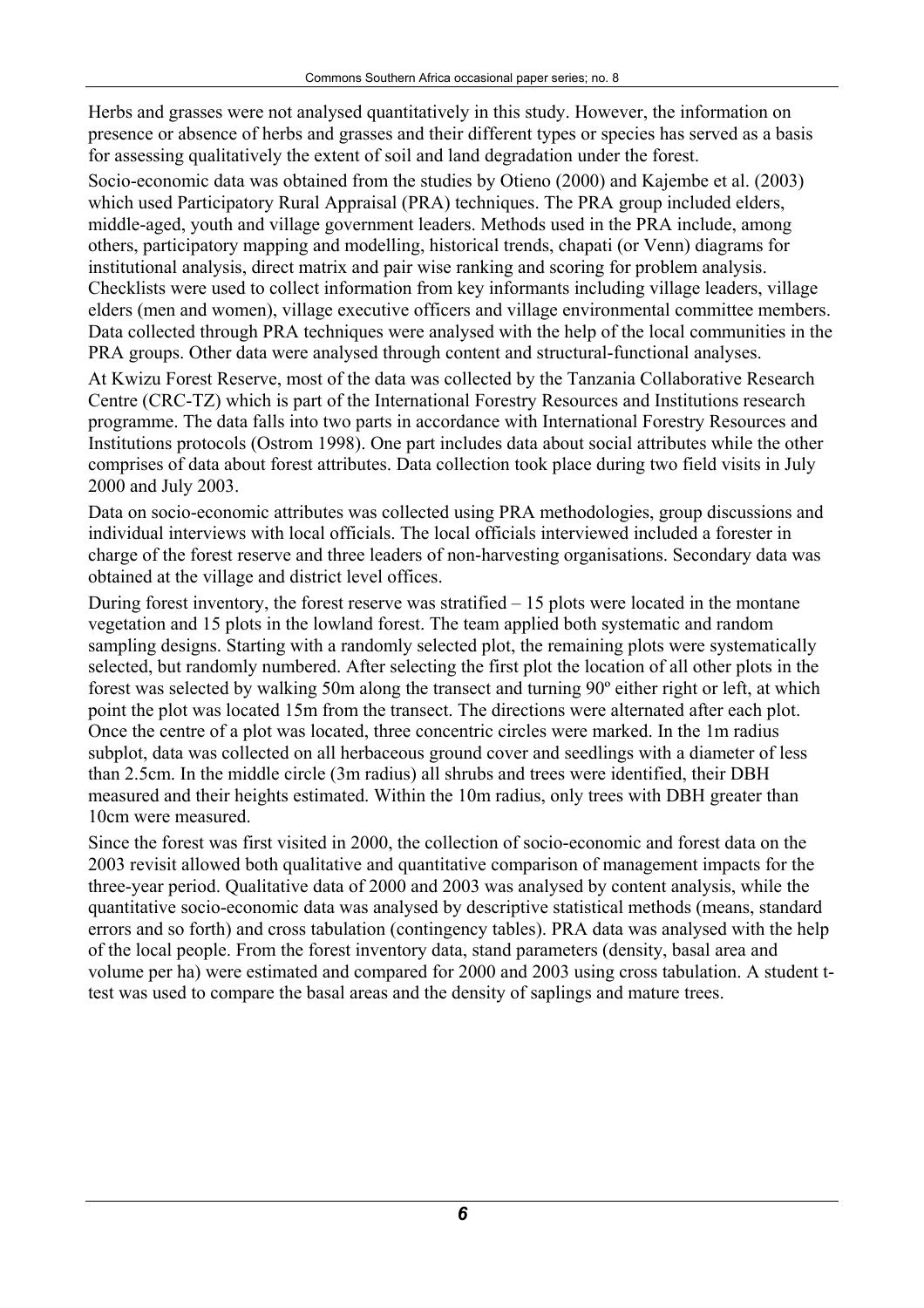Herbs and grasses were not analysed quantitatively in this study. However, the information on presence or absence of herbs and grasses and their different types or species has served as a basis for assessing qualitatively the extent of soil and land degradation under the forest.

Socio-economic data was obtained from the studies by Otieno (2000) and Kajembe et al. (2003) which used Participatory Rural Appraisal (PRA) techniques. The PRA group included elders, middle-aged, youth and village government leaders. Methods used in the PRA include, among others, participatory mapping and modelling, historical trends, chapati (or Venn) diagrams for institutional analysis, direct matrix and pair wise ranking and scoring for problem analysis. Checklists were used to collect information from key informants including village leaders, village elders (men and women), village executive officers and village environmental committee members. Data collected through PRA techniques were analysed with the help of the local communities in the PRA groups. Other data were analysed through content and structural-functional analyses.

At Kwizu Forest Reserve, most of the data was collected by the Tanzania Collaborative Research Centre (CRC-TZ) which is part of the International Forestry Resources and Institutions research programme. The data falls into two parts in accordance with International Forestry Resources and Institutions protocols (Ostrom 1998). One part includes data about social attributes while the other comprises of data about forest attributes. Data collection took place during two field visits in July 2000 and July 2003.

Data on socio-economic attributes was collected using PRA methodologies, group discussions and individual interviews with local officials. The local officials interviewed included a forester in charge of the forest reserve and three leaders of non-harvesting organisations. Secondary data was obtained at the village and district level offices.

During forest inventory, the forest reserve was stratified – 15 plots were located in the montane vegetation and 15 plots in the lowland forest. The team applied both systematic and random sampling designs. Starting with a randomly selected plot, the remaining plots were systematically selected, but randomly numbered. After selecting the first plot the location of all other plots in the forest was selected by walking 50m along the transect and turning 90º either right or left, at which point the plot was located 15m from the transect. The directions were alternated after each plot. Once the centre of a plot was located, three concentric circles were marked. In the 1m radius subplot, data was collected on all herbaceous ground cover and seedlings with a diameter of less than 2.5cm. In the middle circle (3m radius) all shrubs and trees were identified, their DBH measured and their heights estimated. Within the 10m radius, only trees with DBH greater than 10cm were measured.

Since the forest was first visited in 2000, the collection of socio-economic and forest data on the 2003 revisit allowed both qualitative and quantitative comparison of management impacts for the three-year period. Qualitative data of 2000 and 2003 was analysed by content analysis, while the quantitative socio-economic data was analysed by descriptive statistical methods (means, standard errors and so forth) and cross tabulation (contingency tables). PRA data was analysed with the help of the local people. From the forest inventory data, stand parameters (density, basal area and volume per ha) were estimated and compared for 2000 and 2003 using cross tabulation. A student t-test was used to compare the basal areas and the density of saplings and mature trees.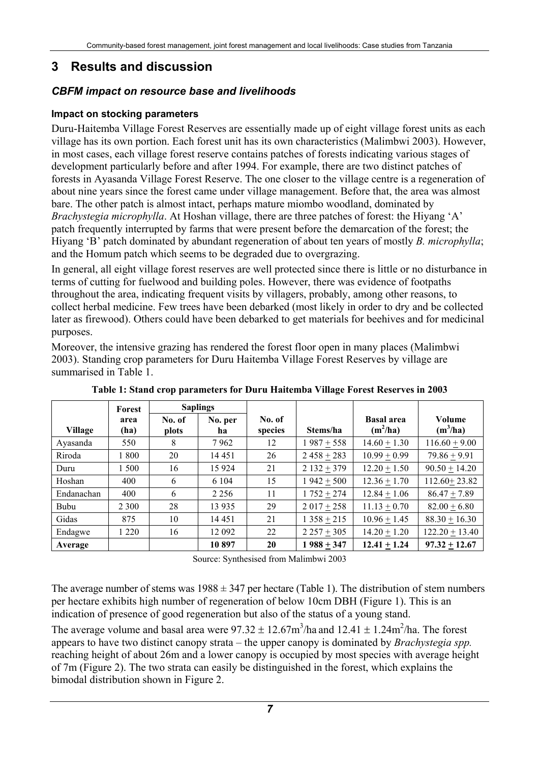# 3 Results and discussion

## *CBFM impact on resource base and livelihoods*

### Impact on stocking parameters

Duru-Haitemba Village Forest Reserves are essentially made up of eight village forest units as each village has its own portion. Each forest unit has its own characteristics (Malimbwi 2003). However, in most cases, each village forest reserve contains patches of forests indicating various stages of development particularly before and after 1994. For example, there are two distinct patches of forests in Ayasanda Village Forest Reserve. The one closer to the village centre is a regeneration of about nine years since the forest came under village management. Before that, the area was almost bare. The other patch is almost intact, perhaps mature miombo woodland, dominated by *Brachystegia microphylla*. At Hoshan village, there are three patches of forest: the Hiyang 'A' patch frequently interrupted by farms that were present before the demarcation of the forest; the Hiyang 'B' patch dominated by abundant regeneration of about ten years of mostly *B. microphylla*; and the Homum patch which seems to be degraded due to overgrazing.

In general, all eight village forest reserves are well protected since there is little or no disturbance in terms of cutting for fuelwood and building poles. However, there was evidence of footpaths throughout the area, indicating frequent visits by villagers, probably, among other reasons, to collect herbal medicine. Few trees have been debarked (most likely in order to dry and be collected later as firewood). Others could have been debarked to get materials for beehives and for medicinal purposes.

Moreover, the intensive grazing has rendered the forest floor open in many places (Malimbwi 2003). Standing crop parameters for Duru Haitemba Village Forest Reserves by village are summarised in Table 1.

**Table 1: Stand crop parameters for Duru Haitemba Village Forest Reserves in 2003**

| Village | Forest area (ha) | Saplings | | No. of species | Stems/ha | Basal area ($m^2$/ha) | Volume ($m^3$/ha) |
|---|---|---|---|---|---|---|---|
| | | No. of plots | No. per ha | | | | |
| Ayasanda | 550 | 8 | 7 962 | 12 | 1 987 ± 558 | 14.60 ± 1.30 | 116.60 ± 9.00 |
| Riroda | 1 800 | 20 | 14 451 | 26 | 2 458 ± 283 | 10.99 ± 0.99 | 79.86 ± 9.91 |
| Duru | 1 500 | 16 | 15 924 | 21 | 2 132 ± 379 | 12.20 ± 1.50 | 90.50 ± 14.20 |
| Hoshan | 400 | 6 | 6 104 | 15 | 1 942 ± 500 | 12.36 ± 1.70 | 112.60± 23.82 |
| Endanachan | 400 | 6 | 2 256 | 11 | 1 752 ± 274 | 12.84 ± 1.06 | 86.47 ± 7.89 |
| Bubu | 2 300 | 28 | 13 935 | 29 | 2 017 ± 258 | 11.13 ± 0.70 | 82.00 ± 6.80 |
| Gidas | 875 | 10 | 14 451 | 21 | 1 358 ± 215 | 10.96 ± 1.45 | 88.30 ± 16.30 |
| Endagwe | 1 220 | 16 | 12 092 | 22 | 2 257 ± 305 | 14.20 ± 1.20 | 122.20 ± 13.40 |
| **Average** | | | **10 897** | **20** | **1 988 ± 347** | **12.41 ± 1.24** | **97.32 ± 12.67** |

Source: Synthesised from Malimbwi 2003

The average number of stems was 1988 ± 347 per hectare (Table 1). The distribution of stem numbers per hectare exhibits high number of regeneration of below 10cm DBH (Figure 1). This is an indication of presence of good regeneration but also of the status of a young stand.

The average volume and basal area were 97.32 ± 12.67$m^3$/ha and 12.41 ± 1.24$m^2$/ha. The forest appears to have two distinct canopy strata – the upper canopy is dominated by *Brachystegia spp.* reaching height of about 26m and a lower canopy is occupied by most species with average height of 7m (Figure 2). The two strata can easily be distinguished in the forest, which explains the bimodal distribution shown in Figure 2.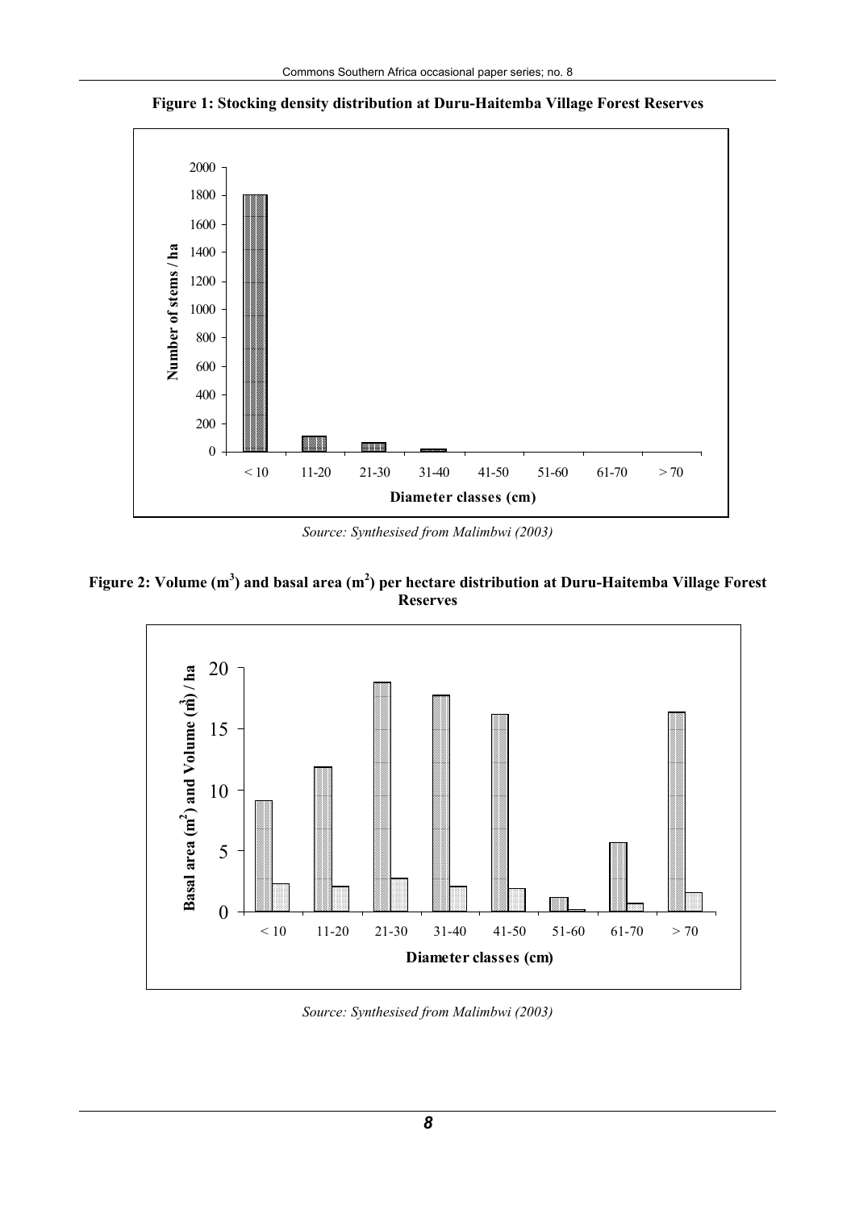**Figure 1: Stocking density distribution at Duru-Haitemba Village Forest Reserves**

*Source: Synthesised from Malimbwi (2003)*

**Figure 2: Volume ($m^3$) and basal area ($m^2$) per hectare distribution at Duru-Haitemba Village Forest Reserves**

*Source: Synthesised from Malimbwi (2003)*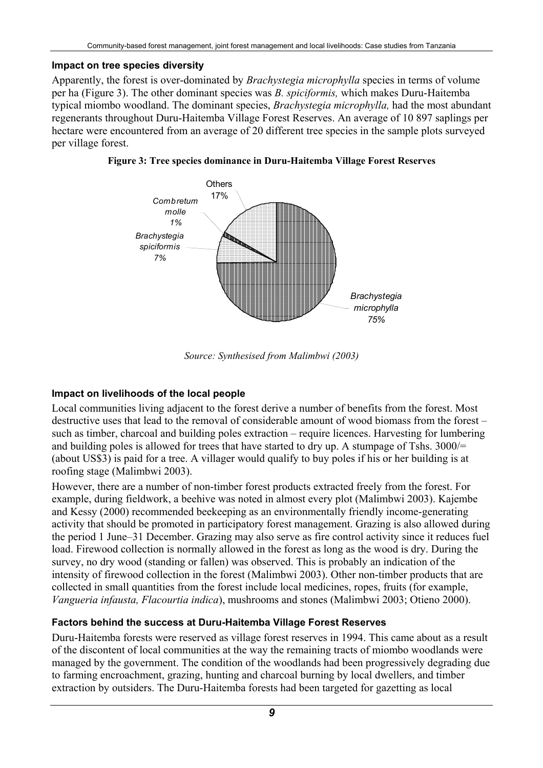### Impact on tree species diversity

Apparently, the forest is over-dominated by *Brachystegia microphylla* species in terms of volume per ha (Figure 3). The other dominant species was *B. spiciformis,* which makes Duru-Haitemba typical miombo woodland. The dominant species, *Brachystegia microphylla,* had the most abundant regenerants throughout Duru-Haitemba Village Forest Reserves. An average of 10 897 saplings per hectare were encountered from an average of 20 different tree species in the sample plots surveyed per village forest.

**Figure 3: Tree species dominance in Duru-Haitemba Village Forest Reserves**

| Species | Share |
|---|---|
| *Brachystegia microphylla* | 75% |
| *Brachystegia spiciformis* | 7% |
| *Combretum molle* | 1% |
| Others | 17% |

*Source: Synthesised from Malimbwi (2003)*

### Impact on livelihoods of the local people

Local communities living adjacent to the forest derive a number of benefits from the forest. Most destructive uses that lead to the removal of considerable amount of wood biomass from the forest – such as timber, charcoal and building poles extraction – require licences. Harvesting for lumbering and building poles is allowed for trees that have started to dry up. A stumpage of Tshs. 3000/= (about US$3) is paid for a tree. A villager would qualify to buy poles if his or her building is at roofing stage (Malimbwi 2003).

However, there are a number of non-timber forest products extracted freely from the forest. For example, during fieldwork, a beehive was noted in almost every plot (Malimbwi 2003). Kajembe and Kessy (2000) recommended beekeeping as an environmentally friendly income-generating activity that should be promoted in participatory forest management. Grazing is also allowed during the period 1 June–31 December. Grazing may also serve as fire control activity since it reduces fuel load. Firewood collection is normally allowed in the forest as long as the wood is dry. During the survey, no dry wood (standing or fallen) was observed. This is probably an indication of the intensity of firewood collection in the forest (Malimbwi 2003). Other non-timber products that are collected in small quantities from the forest include local medicines, ropes, fruits (for example, *Vangueria infausta, Flacourtia indica*), mushrooms and stones (Malimbwi 2003; Otieno 2000).

### Factors behind the success at Duru-Haitemba Village Forest Reserves

Duru-Haitemba forests were reserved as village forest reserves in 1994. This came about as a result of the discontent of local communities at the way the remaining tracts of miombo woodlands were managed by the government. The condition of the woodlands had been progressively degrading due to farming encroachment, grazing, hunting and charcoal burning by local dwellers, and timber extraction by outsiders. The Duru-Haitemba forests had been targeted for gazetting as local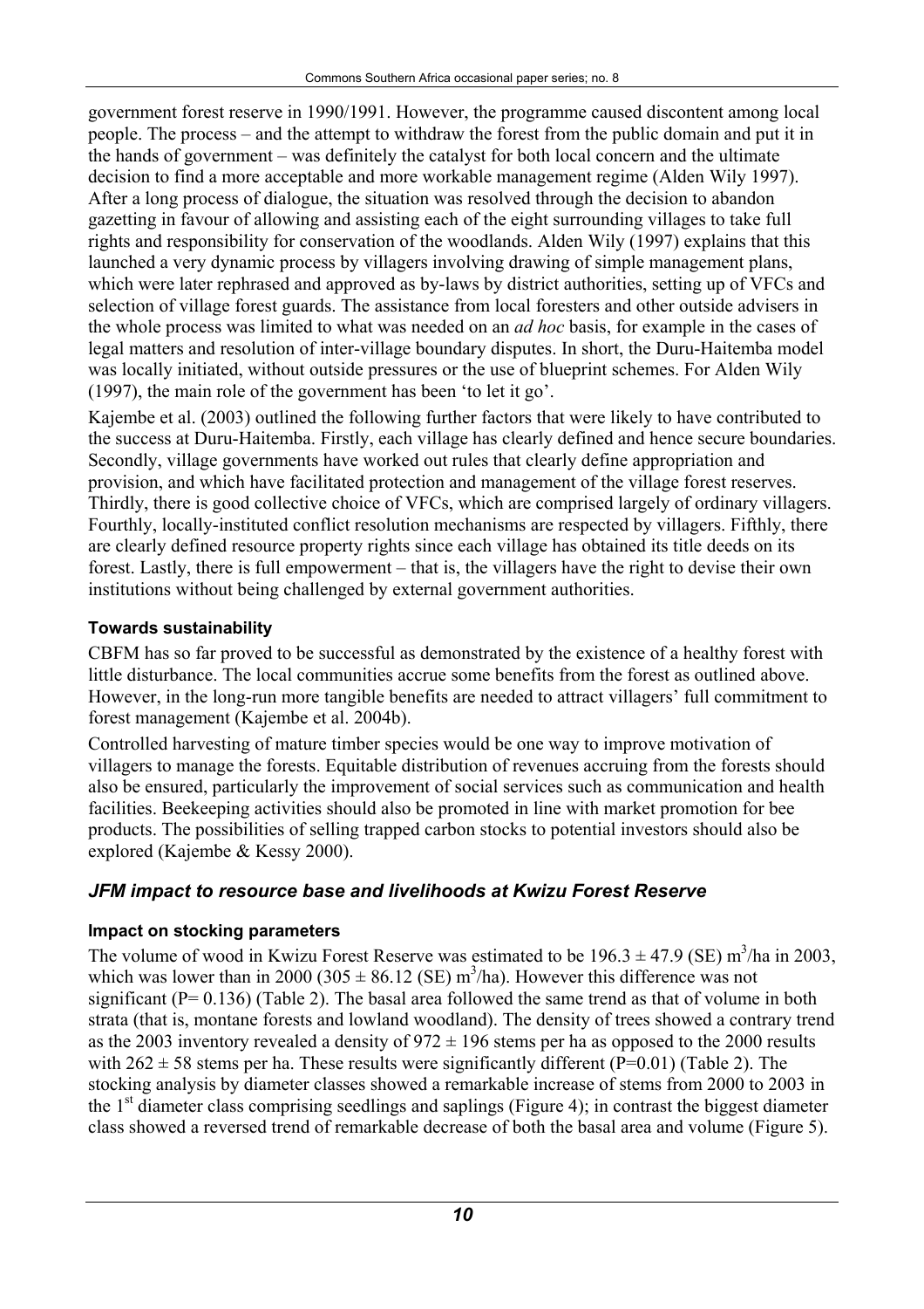government forest reserve in 1990/1991. However, the programme caused discontent among local people. The process – and the attempt to withdraw the forest from the public domain and put it in the hands of government – was definitely the catalyst for both local concern and the ultimate decision to find a more acceptable and more workable management regime (Alden Wily 1997). After a long process of dialogue, the situation was resolved through the decision to abandon gazetting in favour of allowing and assisting each of the eight surrounding villages to take full rights and responsibility for conservation of the woodlands. Alden Wily (1997) explains that this launched a very dynamic process by villagers involving drawing of simple management plans, which were later rephrased and approved as by-laws by district authorities, setting up of VFCs and selection of village forest guards. The assistance from local foresters and other outside advisers in the whole process was limited to what was needed on an *ad hoc* basis, for example in the cases of legal matters and resolution of inter-village boundary disputes. In short, the Duru-Haitemba model was locally initiated, without outside pressures or the use of blueprint schemes. For Alden Wily (1997), the main role of the government has been 'to let it go'.

Kajembe et al. (2003) outlined the following further factors that were likely to have contributed to the success at Duru-Haitemba. Firstly, each village has clearly defined and hence secure boundaries. Secondly, village governments have worked out rules that clearly define appropriation and provision, and which have facilitated protection and management of the village forest reserves. Thirdly, there is good collective choice of VFCs, which are comprised largely of ordinary villagers. Fourthly, locally-instituted conflict resolution mechanisms are respected by villagers. Fifthly, there are clearly defined resource property rights since each village has obtained its title deeds on its forest. Lastly, there is full empowerment – that is, the villagers have the right to devise their own institutions without being challenged by external government authorities.

#### Towards sustainability

CBFM has so far proved to be successful as demonstrated by the existence of a healthy forest with little disturbance. The local communities accrue some benefits from the forest as outlined above. However, in the long-run more tangible benefits are needed to attract villagers' full commitment to forest management (Kajembe et al. 2004b).

Controlled harvesting of mature timber species would be one way to improve motivation of villagers to manage the forests. Equitable distribution of revenues accruing from the forests should also be ensured, particularly the improvement of social services such as communication and health facilities. Beekeeping activities should also be promoted in line with market promotion for bee products. The possibilities of selling trapped carbon stocks to potential investors should also be explored (Kajembe & Kessy 2000).

### *JFM impact to resource base and livelihoods at Kwizu Forest Reserve*

#### Impact on stocking parameters

The volume of wood in Kwizu Forest Reserve was estimated to be $196.3 \pm 47.9$ (SE) $m^3$/ha in 2003, which was lower than in 2000 ($305 \pm 86.12$ (SE) $m^3$/ha). However this difference was not significant ($P = 0.136$) (Table 2). The basal area followed the same trend as that of volume in both strata (that is, montane forests and lowland woodland). The density of trees showed a contrary trend as the 2003 inventory revealed a density of $972 \pm 196$ stems per ha as opposed to the 2000 results with $262 \pm 58$ stems per ha. These results were significantly different ($P=0.01$) (Table 2). The stocking analysis by diameter classes showed a remarkable increase of stems from 2000 to 2003 in the 1st diameter class comprising seedlings and saplings (Figure 4); in contrast the biggest diameter class showed a reversed trend of remarkable decrease of both the basal area and volume (Figure 5).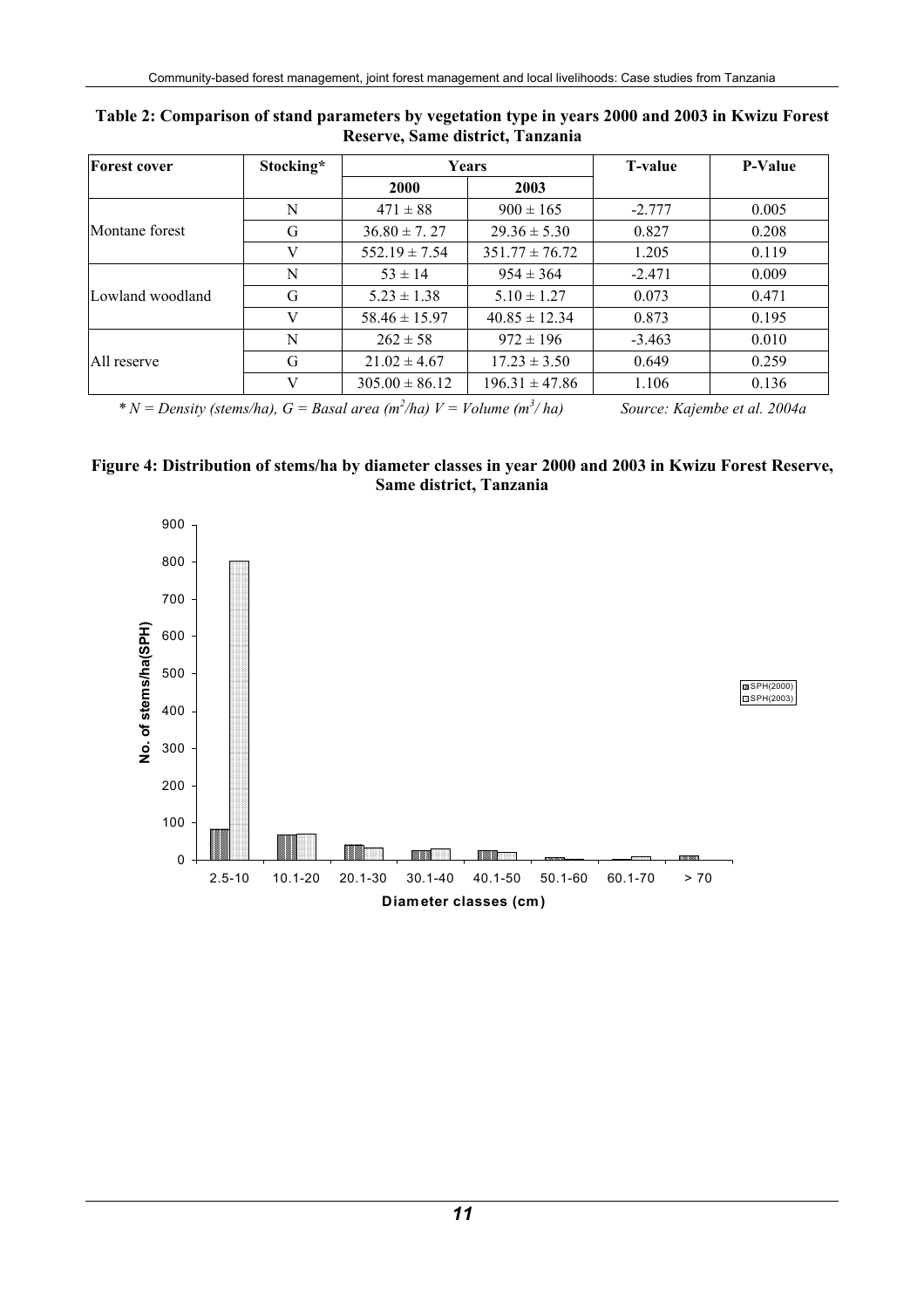**Table 2: Comparison of stand parameters by vegetation type in years 2000 and 2003 in Kwizu Forest Reserve, Same district, Tanzania**

| Forest cover | Stocking* | Years | | T-value | P-Value |
|---|---|---|---|---|---|
| | | 2000 | 2003 | | |
| Montane forest | N | 471 ± 88 | 900 ± 165 | -2.777 | 0.005 |
| | G | 36.80 ± 7. 27 | 29.36 ± 5.30 | 0.827 | 0.208 |
| | V | 552.19 ± 7.54 | 351.77 ± 76.72 | 1.205 | 0.119 |
| Lowland woodland | N | 53 ± 14 | 954 ± 364 | -2.471 | 0.009 |
| | G | 5.23 ± 1.38 | 5.10 ± 1.27 | 0.073 | 0.471 |
| | V | 58.46 ± 15.97 | 40.85 ± 12.34 | 0.873 | 0.195 |
| All reserve | N | 262 ± 58 | 972 ± 196 | -3.463 | 0.010 |
| | G | 21.02 ± 4.67 | 17.23 ± 3.50 | 0.649 | 0.259 |
| | V | 305.00 ± 86.12 | 196.31 ± 47.86 | 1.106 | 0.136 |

*\* N = Density (stems/ha), G = Basal area ($m^2$/ha) V = Volume ($m^3$/ ha)* *Source: Kajembe et al. 2004a*

**Figure 4: Distribution of stems/ha by diameter classes in year 2000 and 2003 in Kwizu Forest Reserve, Same district, Tanzania**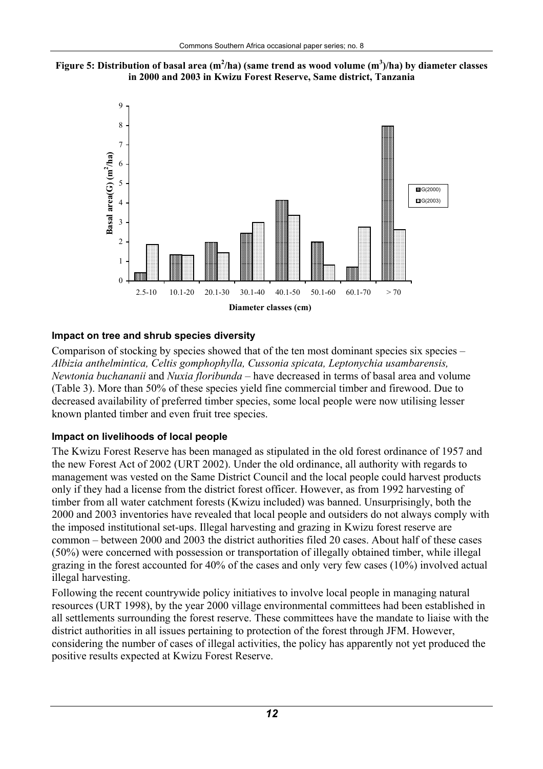**Figure 5: Distribution of basal area ($m^2$/ha) (same trend as wood volume ($m^3$)/ha) by diameter classes in 2000 and 2003 in Kwizu Forest Reserve, Same district, Tanzania**

### Impact on tree and shrub species diversity

Comparison of stocking by species showed that of the ten most dominant species six species – *Albizia anthelmintica, Celtis gomphophylla, Cussonia spicata, Leptonychia usambarensis, Newtonia buchananii* and *Nuxia floribunda* – have decreased in terms of basal area and volume (Table 3). More than 50% of these species yield fine commercial timber and firewood. Due to decreased availability of preferred timber species, some local people were now utilising lesser known planted timber and even fruit tree species.

### Impact on livelihoods of local people

The Kwizu Forest Reserve has been managed as stipulated in the old forest ordinance of 1957 and the new Forest Act of 2002 (URT 2002). Under the old ordinance, all authority with regards to management was vested on the Same District Council and the local people could harvest products only if they had a license from the district forest officer. However, as from 1992 harvesting of timber from all water catchment forests (Kwizu included) was banned. Unsurprisingly, both the 2000 and 2003 inventories have revealed that local people and outsiders do not always comply with the imposed institutional set-ups. Illegal harvesting and grazing in Kwizu forest reserve are common – between 2000 and 2003 the district authorities filed 20 cases. About half of these cases (50%) were concerned with possession or transportation of illegally obtained timber, while illegal grazing in the forest accounted for 40% of the cases and only very few cases (10%) involved actual illegal harvesting.

Following the recent countrywide policy initiatives to involve local people in managing natural resources (URT 1998), by the year 2000 village environmental committees had been established in all settlements surrounding the forest reserve. These committees have the mandate to liaise with the district authorities in all issues pertaining to protection of the forest through JFM. However, considering the number of cases of illegal activities, the policy has apparently not yet produced the positive results expected at Kwizu Forest Reserve.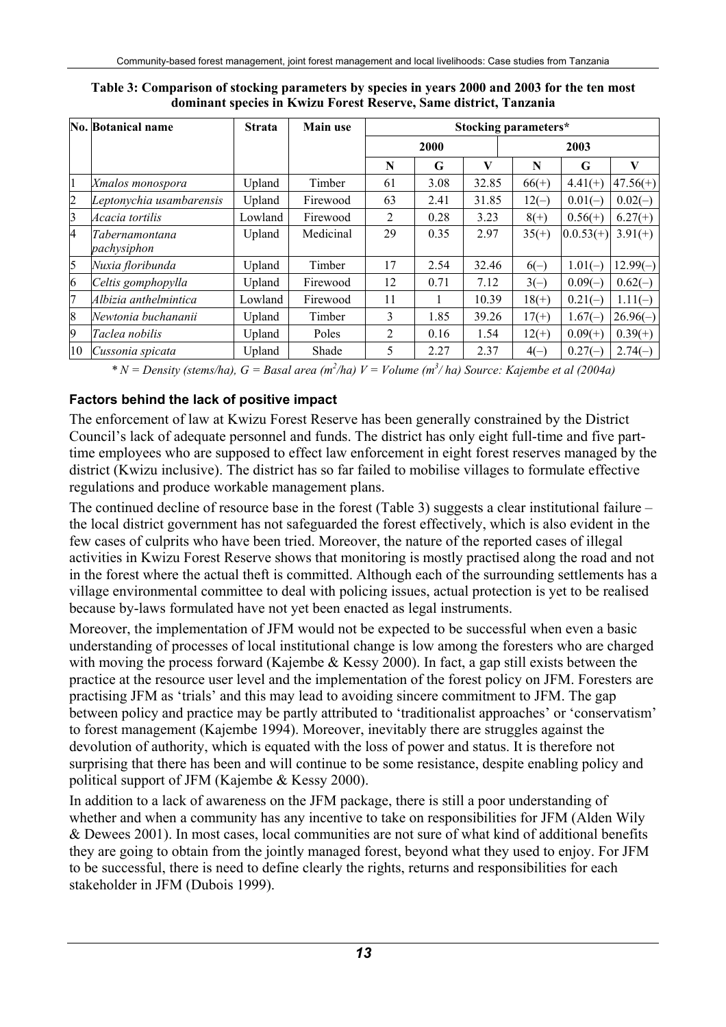**Table 3: Comparison of stocking parameters by species in years 2000 and 2003 for the ten most dominant species in Kwizu Forest Reserve, Same district, Tanzania**

| No. | Botanical name | Strata | Main use | Stocking parameters* | | | | | |
|---|---|---|---|---|---|---|---|---|---|
| | | | | 2000 | | | 2003 | | |
| | | | | N | G | V | N | G | V |
| 1 | *Xmalos monospora* | Upland | Timber | 61 | 3.08 | 32.85 | 66(+) | 4.41(+) | 47.56(+) |
| 2 | *Leptonychia usambarensis* | Upland | Firewood | 63 | 2.41 | 31.85 | 12(–) | 0.01(–) | 0.02(–) |
| 3 | *Acacia tortilis* | Lowland | Firewood | 2 | 0.28 | 3.23 | 8(+) | 0.56(+) | 6.27(+) |
| 4 | *Tabernamontana pachysiphon* | Upland | Medicinal | 29 | 0.35 | 2.97 | 35(+) | 0.0.53(+) | 3.91(+) |
| 5 | *Nuxia floribunda* | Upland | Timber | 17 | 2.54 | 32.46 | 6(–) | 1.01(–) | 12.99(–) |
| 6 | *Celtis gomphopylla* | Upland | Firewood | 12 | 0.71 | 7.12 | 3(–) | 0.09(–) | 0.62(–) |
| 7 | *Albizia anthelmintica* | Lowland | Firewood | 11 | 1 | 10.39 | 18(+) | 0.21(–) | 1.11(–) |
| 8 | *Newtonia buchananii* | Upland | Timber | 3 | 1.85 | 39.26 | 17(+) | 1.67(–) | 26.96(–) |
| 9 | *Taclea nobilis* | Upland | Poles | 2 | 0.16 | 1.54 | 12(+) | 0.09(+) | 0.39(+) |
| 10 | *Cussonia spicata* | Upland | Shade | 5 | 2.27 | 2.37 | 4(–) | 0.27(–) | 2.74(–) |

*\* N = Density (stems/ha), G = Basal area ($m^2$/ha) V = Volume ($m^3$/ ha) Source: Kajembe et al (2004a)*

### Factors behind the lack of positive impact

The enforcement of law at Kwizu Forest Reserve has been generally constrained by the District Council's lack of adequate personnel and funds. The district has only eight full-time and five part-time employees who are supposed to effect law enforcement in eight forest reserves managed by the district (Kwizu inclusive). The district has so far failed to mobilise villages to formulate effective regulations and produce workable management plans.

The continued decline of resource base in the forest (Table 3) suggests a clear institutional failure – the local district government has not safeguarded the forest effectively, which is also evident in the few cases of culprits who have been tried. Moreover, the nature of the reported cases of illegal activities in Kwizu Forest Reserve shows that monitoring is mostly practised along the road and not in the forest where the actual theft is committed. Although each of the surrounding settlements has a village environmental committee to deal with policing issues, actual protection is yet to be realised because by-laws formulated have not yet been enacted as legal instruments.

Moreover, the implementation of JFM would not be expected to be successful when even a basic understanding of processes of local institutional change is low among the foresters who are charged with moving the process forward (Kajembe & Kessy 2000). In fact, a gap still exists between the practice at the resource user level and the implementation of the forest policy on JFM. Foresters are practising JFM as 'trials' and this may lead to avoiding sincere commitment to JFM. The gap between policy and practice may be partly attributed to 'traditionalist approaches' or 'conservatism' to forest management (Kajembe 1994). Moreover, inevitably there are struggles against the devolution of authority, which is equated with the loss of power and status. It is therefore not surprising that there has been and will continue to be some resistance, despite enabling policy and political support of JFM (Kajembe & Kessy 2000).

In addition to a lack of awareness on the JFM package, there is still a poor understanding of whether and when a community has any incentive to take on responsibilities for JFM (Alden Wily & Dewees 2001). In most cases, local communities are not sure of what kind of additional benefits they are going to obtain from the jointly managed forest, beyond what they used to enjoy. For JFM to be successful, there is need to define clearly the rights, returns and responsibilities for each stakeholder in JFM (Dubois 1999).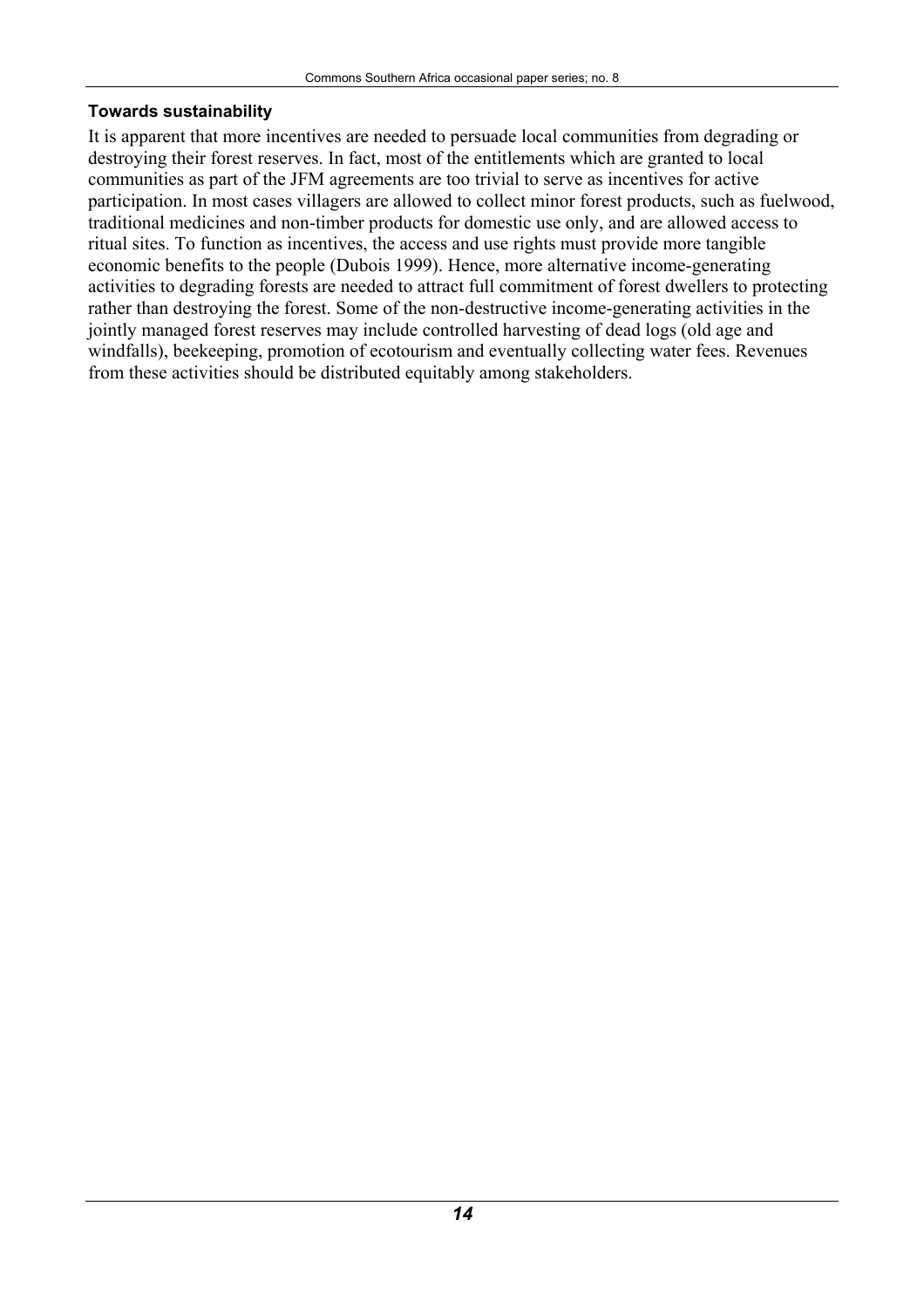### Towards sustainability

It is apparent that more incentives are needed to persuade local communities from degrading or destroying their forest reserves. In fact, most of the entitlements which are granted to local communities as part of the JFM agreements are too trivial to serve as incentives for active participation. In most cases villagers are allowed to collect minor forest products, such as fuelwood, traditional medicines and non-timber products for domestic use only, and are allowed access to ritual sites. To function as incentives, the access and use rights must provide more tangible economic benefits to the people (Dubois 1999). Hence, more alternative income-generating activities to degrading forests are needed to attract full commitment of forest dwellers to protecting rather than destroying the forest. Some of the non-destructive income-generating activities in the jointly managed forest reserves may include controlled harvesting of dead logs (old age and windfalls), beekeeping, promotion of ecotourism and eventually collecting water fees. Revenues from these activities should be distributed equitably among stakeholders.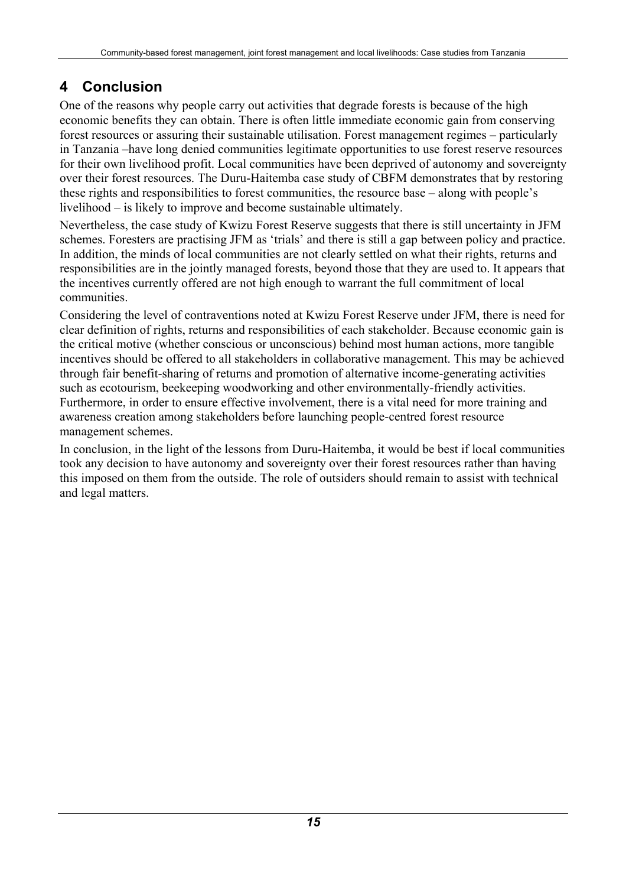# 4 Conclusion

One of the reasons why people carry out activities that degrade forests is because of the high economic benefits they can obtain. There is often little immediate economic gain from conserving forest resources or assuring their sustainable utilisation. Forest management regimes – particularly in Tanzania –have long denied communities legitimate opportunities to use forest reserve resources for their own livelihood profit. Local communities have been deprived of autonomy and sovereignty over their forest resources. The Duru-Haitemba case study of CBFM demonstrates that by restoring these rights and responsibilities to forest communities, the resource base – along with people's livelihood – is likely to improve and become sustainable ultimately.

Nevertheless, the case study of Kwizu Forest Reserve suggests that there is still uncertainty in JFM schemes. Foresters are practising JFM as 'trials' and there is still a gap between policy and practice. In addition, the minds of local communities are not clearly settled on what their rights, returns and responsibilities are in the jointly managed forests, beyond those that they are used to. It appears that the incentives currently offered are not high enough to warrant the full commitment of local communities.

Considering the level of contraventions noted at Kwizu Forest Reserve under JFM, there is need for clear definition of rights, returns and responsibilities of each stakeholder. Because economic gain is the critical motive (whether conscious or unconscious) behind most human actions, more tangible incentives should be offered to all stakeholders in collaborative management. This may be achieved through fair benefit-sharing of returns and promotion of alternative income-generating activities such as ecotourism, beekeeping woodworking and other environmentally-friendly activities. Furthermore, in order to ensure effective involvement, there is a vital need for more training and awareness creation among stakeholders before launching people-centred forest resource management schemes.

In conclusion, in the light of the lessons from Duru-Haitemba, it would be best if local communities took any decision to have autonomy and sovereignty over their forest resources rather than having this imposed on them from the outside. The role of outsiders should remain to assist with technical and legal matters.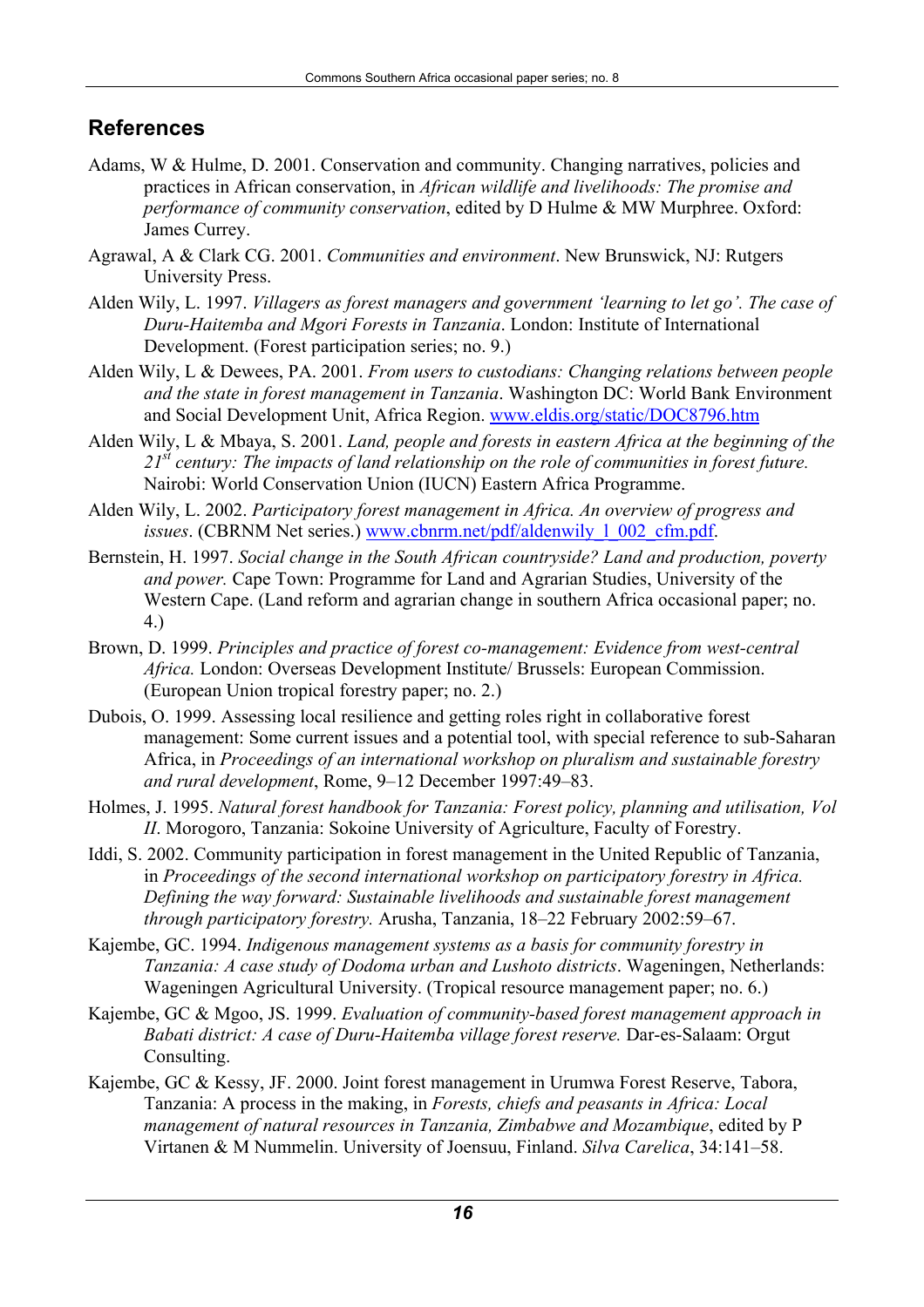## References

Adams, W & Hulme, D. 2001. Conservation and community. Changing narratives, policies and practices in African conservation, in *African wildlife and livelihoods: The promise and performance of community conservation*, edited by D Hulme & MW Murphree. Oxford: James Currey.

Agrawal, A & Clark CG. 2001. *Communities and environment*. New Brunswick, NJ: Rutgers University Press.

Alden Wily, L. 1997. *Villagers as forest managers and government 'learning to let go'. The case of Duru-Haitemba and Mgori Forests in Tanzania*. London: Institute of International Development. (Forest participation series; no. 9.)

Alden Wily, L & Dewees, PA. 2001. *From users to custodians: Changing relations between people and the state in forest management in Tanzania*. Washington DC: World Bank Environment and Social Development Unit, Africa Region. www.eldis.org/static/DOC8796.htm

Alden Wily, L & Mbaya, S. 2001. *Land, people and forests in eastern Africa at the beginning of the 21st century: The impacts of land relationship on the role of communities in forest future.* Nairobi: World Conservation Union (IUCN) Eastern Africa Programme.

Alden Wily, L. 2002. *Participatory forest management in Africa. An overview of progress and issues*. (CBRNM Net series.) www.cbnrm.net/pdf/aldenwily_1_002_cfm.pdf.

Bernstein, H. 1997. *Social change in the South African countryside? Land and production, poverty and power.* Cape Town: Programme for Land and Agrarian Studies, University of the Western Cape. (Land reform and agrarian change in southern Africa occasional paper; no. 4.)

Brown, D. 1999. *Principles and practice of forest co-management: Evidence from west-central Africa.* London: Overseas Development Institute/ Brussels: European Commission. (European Union tropical forestry paper; no. 2.)

Dubois, O. 1999. Assessing local resilience and getting roles right in collaborative forest management: Some current issues and a potential tool, with special reference to sub-Saharan Africa, in *Proceedings of an international workshop on pluralism and sustainable forestry and rural development*, Rome, 9–12 December 1997:49–83.

Holmes, J. 1995. *Natural forest handbook for Tanzania: Forest policy, planning and utilisation, Vol II*. Morogoro, Tanzania: Sokoine University of Agriculture, Faculty of Forestry.

Iddi, S. 2002. Community participation in forest management in the United Republic of Tanzania, in *Proceedings of the second international workshop on participatory forestry in Africa. Defining the way forward: Sustainable livelihoods and sustainable forest management through participatory forestry.* Arusha, Tanzania, 18–22 February 2002:59–67.

Kajembe, GC. 1994. *Indigenous management systems as a basis for community forestry in Tanzania: A case study of Dodoma urban and Lushoto districts*. Wageningen, Netherlands: Wageningen Agricultural University. (Tropical resource management paper; no. 6.)

Kajembe, GC & Mgoo, JS. 1999. *Evaluation of community-based forest management approach in Babati district: A case of Duru-Haitemba village forest reserve.* Dar-es-Salaam: Orgut Consulting.

Kajembe, GC & Kessy, JF. 2000. Joint forest management in Urumwa Forest Reserve, Tabora, Tanzania: A process in the making, in *Forests, chiefs and peasants in Africa: Local management of natural resources in Tanzania, Zimbabwe and Mozambique*, edited by P Virtanen & M Nummelin. University of Joensuu, Finland. *Silva Carelica*, 34:141–58.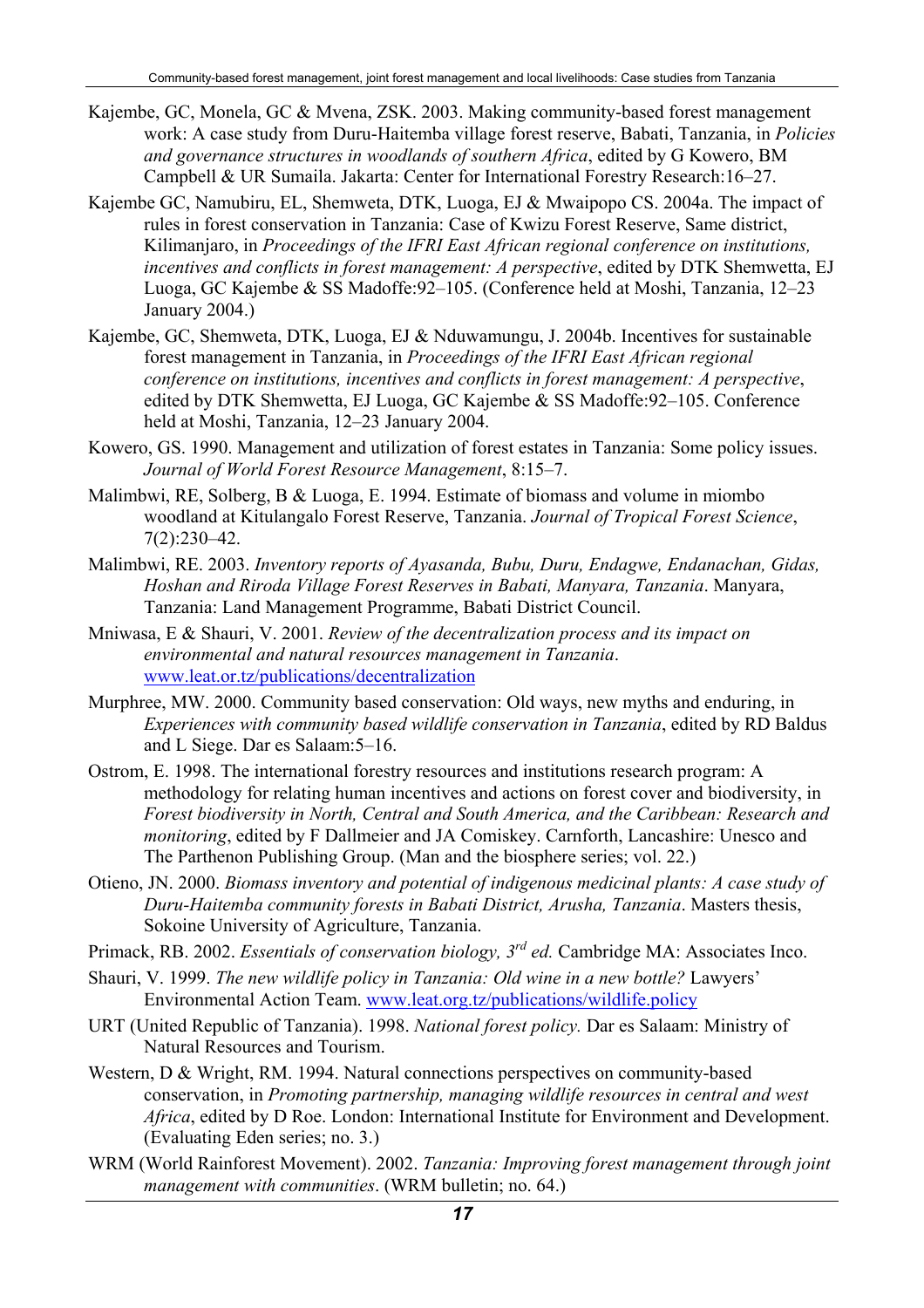Kajembe, GC, Monela, GC & Mvena, ZSK. 2003. Making community-based forest management work: A case study from Duru-Haitemba village forest reserve, Babati, Tanzania, in *Policies and governance structures in woodlands of southern Africa*, edited by G Kowero, BM Campbell & UR Sumaila. Jakarta: Center for International Forestry Research:16–27.

Kajembe GC, Namubiru, EL, Shemweta, DTK, Luoga, EJ & Mwaipopo CS. 2004a. The impact of rules in forest conservation in Tanzania: Case of Kwizu Forest Reserve, Same district, Kilimanjaro, in *Proceedings of the IFRI East African regional conference on institutions, incentives and conflicts in forest management: A perspective*, edited by DTK Shemwetta, EJ Luoga, GC Kajembe & SS Madoffe:92–105. (Conference held at Moshi, Tanzania, 12–23 January 2004.)

Kajembe, GC, Shemweta, DTK, Luoga, EJ & Nduwamungu, J. 2004b. Incentives for sustainable forest management in Tanzania, in *Proceedings of the IFRI East African regional conference on institutions, incentives and conflicts in forest management: A perspective*, edited by DTK Shemwetta, EJ Luoga, GC Kajembe & SS Madoffe:92–105. Conference held at Moshi, Tanzania, 12–23 January 2004.

Kowero, GS. 1990. Management and utilization of forest estates in Tanzania: Some policy issues. *Journal of World Forest Resource Management*, 8:15–7.

Malimbwi, RE, Solberg, B & Luoga, E. 1994. Estimate of biomass and volume in miombo woodland at Kitulangalo Forest Reserve, Tanzania. *Journal of Tropical Forest Science*, 7(2):230–42.

Malimbwi, RE. 2003. *Inventory reports of Ayasanda, Bubu, Duru, Endagwe, Endanachan, Gidas, Hoshan and Riroda Village Forest Reserves in Babati, Manyara, Tanzania*. Manyara, Tanzania: Land Management Programme, Babati District Council.

Mniwasa, E & Shauri, V. 2001. *Review of the decentralization process and its impact on environmental and natural resources management in Tanzania*. www.leat.or.tz/publications/decentralization

Murphree, MW. 2000. Community based conservation: Old ways, new myths and enduring, in *Experiences with community based wildlife conservation in Tanzania*, edited by RD Baldus and L Siege. Dar es Salaam:5–16.

Ostrom, E. 1998. The international forestry resources and institutions research program: A methodology for relating human incentives and actions on forest cover and biodiversity, in *Forest biodiversity in North, Central and South America, and the Caribbean: Research and monitoring*, edited by F Dallmeier and JA Comiskey. Carnforth, Lancashire: Unesco and The Parthenon Publishing Group. (Man and the biosphere series; vol. 22.)

Otieno, JN. 2000. *Biomass inventory and potential of indigenous medicinal plants: A case study of Duru-Haitemba community forests in Babati District, Arusha, Tanzania*. Masters thesis, Sokoine University of Agriculture, Tanzania.

Primack, RB. 2002. *Essentials of conservation biology, 3rd ed.* Cambridge MA: Associates Inco.

Shauri, V. 1999. *The new wildlife policy in Tanzania: Old wine in a new bottle?* Lawyers' Environmental Action Team. www.leat.org.tz/publications/wildlife.policy

URT (United Republic of Tanzania). 1998. *National forest policy.* Dar es Salaam: Ministry of Natural Resources and Tourism.

Western, D & Wright, RM. 1994. Natural connections perspectives on community-based conservation, in *Promoting partnership, managing wildlife resources in central and west Africa*, edited by D Roe. London: International Institute for Environment and Development. (Evaluating Eden series; no. 3.)

WRM (World Rainforest Movement). 2002. *Tanzania: Improving forest management through joint management with communities*. (WRM bulletin; no. 64.)